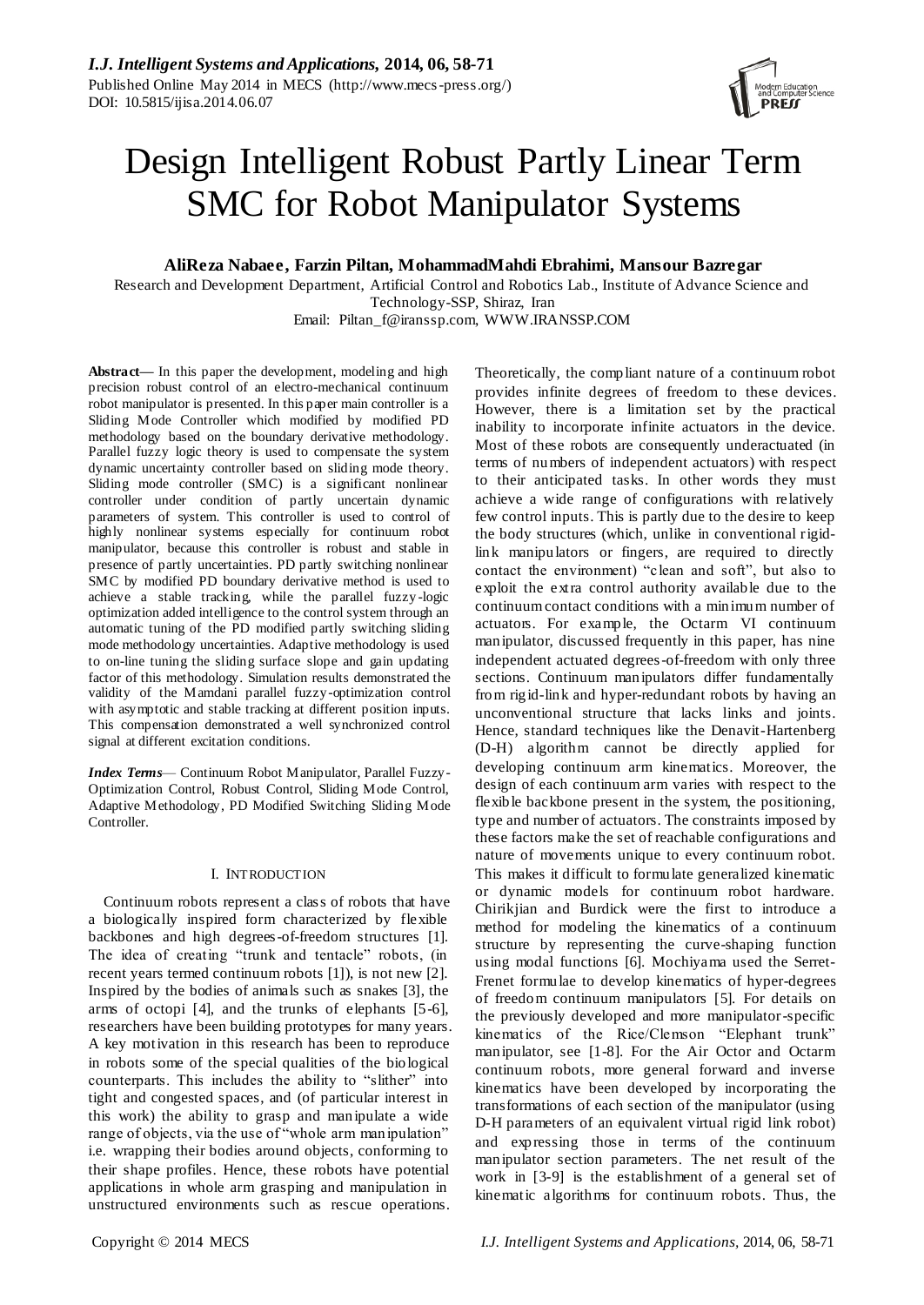# Design Intelligent Robust Partly Linear Term SMC for Robot Manipulator Systems

**AliReza Nabaee, Farzin Piltan, MohammadMahdi Ebrahimi, Mansour Bazregar**

Research and Development Department, Artificial Control and Robotics Lab., Institute of Advance Science and Technology-SSP, Shiraz, Iran

Email: Piltan_f@iranssp.com, WWW.IRANSSP.COM

**Abstract—** In this paper the development, modeling and high precision robust control of an electro-mechanical continuum robot manipulator is presented. In this paper main controller is a Sliding Mode Controller which modified by modified PD methodology based on the boundary derivative methodology. Parallel fuzzy logic theory is used to compensate the system dynamic uncertainty controller based on sliding mode theory. Sliding mode controller (SMC) is a significant nonlinear controller under condition of partly uncertain dynamic parameters of system. This controller is used to control of highly nonlinear systems especially for continuum robot manipulator, because this controller is robust and stable in presence of partly uncertainties. PD partly switching nonlinear SMC by modified PD boundary derivative method is used to achieve a stable tracking, while the parallel fuzzy-logic optimization added intelligence to the control system through an automatic tuning of the PD modified partly switching sliding mode methodology uncertainties. Adaptive methodology is used to on-line tuning the sliding surface slope and gain updating factor of this methodology. Simulation results demonstrated the validity of the Mamdani parallel fuzzy-optimization control with asymptotic and stable tracking at different position inputs. This compensation demonstrated a well synchronized control signal at different excitation conditions.

***Index Terms***— Continuum Robot Manipulator, Parallel Fuzzy-Optimization Control, Robust Control, Sliding Mode Control, Adaptive Methodology, PD Modified Switching Sliding Mode Controller.

## I. INTRODUCTION

Continuum robots represent a class of robots that have a biologically inspired form characterized by flexible backbones and high degrees-of-freedom structures [1]. The idea of creating "trunk and tentacle" robots, (in recent years termed continuum robots [1]), is not new [2]. Inspired by the bodies of animals such as snakes [3], the arms of octopi [4], and the trunks of elephants [5-6], researchers have been building prototypes for many years. A key motivation in this research has been to reproduce in robots some of the special qualities of the biological counterparts. This includes the ability to "slither" into tight and congested spaces, and (of particular interest in this work) the ability to grasp and manipulate a wide range of objects, via the use of "whole arm manipulation" i.e. wrapping their bodies around objects, conforming to their shape profiles. Hence, these robots have potential applications in whole arm grasping and manipulation in unstructured environments such as rescue operations. Theoretically, the compliant nature of a continuum robot provides infinite degrees of freedom to these devices. However, there is a limitation set by the practical inability to incorporate infinite actuators in the device. Most of these robots are consequently underactuated (in terms of numbers of independent actuators) with respect to their anticipated tasks. In other words they must achieve a wide range of configurations with relatively few control inputs. This is partly due to the desire to keep the body structures (which, unlike in conventional rigid-link manipulators or fingers, are required to directly contact the environment) "clean and soft", but also to exploit the extra control authority available due to the continuum contact conditions with a minimum number of actuators. For example, the Octarm VI continuum manipulator, discussed frequently in this paper, has nine independent actuated degrees-of-freedom with only three sections. Continuum manipulators differ fundamentally from rigid-link and hyper-redundant robots by having an unconventional structure that lacks links and joints. Hence, standard techniques like the Denavit-Hartenberg (D-H) algorithm cannot be directly applied for developing continuum arm kinematics. Moreover, the design of each continuum arm varies with respect to the flexible backbone present in the system, the positioning, type and number of actuators. The constraints imposed by these factors make the set of reachable configurations and nature of movements unique to every continuum robot. This makes it difficult to formulate generalized kinematic or dynamic models for continuum robot hardware. Chirikjian and Burdick were the first to introduce a method for modeling the kinematics of a continuum structure by representing the curve-shaping function using modal functions [6]. Mochiyama used the Serret-Frenet formulae to develop kinematics of hyper-degrees of freedom continuum manipulators [5]. For details on the previously developed and more manipulator-specific kinematics of the Rice/Clemson "Elephant trunk" manipulator, see [1-8]. For the Air Octor and Octarm continuum robots, more general forward and inverse kinematics have been developed by incorporating the transformations of each section of the manipulator (using D-H parameters of an equivalent virtual rigid link robot) and expressing those in terms of the continuum manipulator section parameters. The net result of the work in [3-9] is the establishment of a general set of kinematic algorithms for continuum robots. Thus, the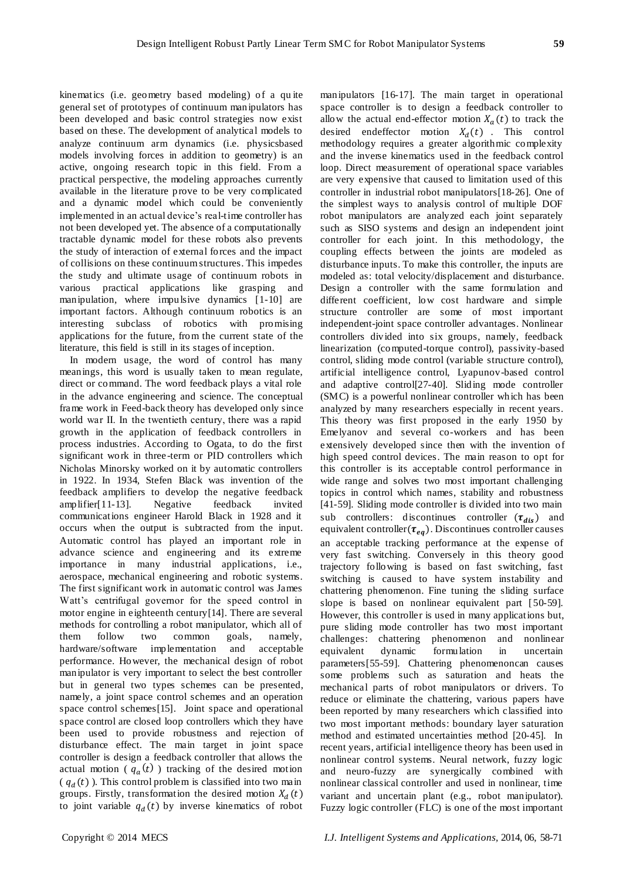kinematics (i.e. geometry based modeling) of a quite general set of prototypes of continuum manipulators has been developed and basic control strategies now exist based on these. The development of analytical models to analyze continuum arm dynamics (i.e. physicsbased models involving forces in addition to geometry) is an active, ongoing research topic in this field. From a practical perspective, the modeling approaches currently available in the literature prove to be very complicated and a dynamic model which could be conveniently implemented in an actual device's real-time controller has not been developed yet. The absence of a computationally tractable dynamic model for these robots also prevents the study of interaction of external forces and the impact of collisions on these continuum structures. This impedes the study and ultimate usage of continuum robots in various practical applications like grasping and manipulation, where impulsive dynamics [1-10] are important factors. Although continuum robotics is an interesting subclass of robotics with promising applications for the future, from the current state of the literature, this field is still in its stages of inception.

In modern usage, the word of control has many meanings, this word is usually taken to mean regulate, direct or command. The word feedback plays a vital role in the advance engineering and science. The conceptual frame work in Feed-back theory has developed only since world war II. In the twentieth century, there was a rapid growth in the application of feedback controllers in process industries. According to Ogata, to do the first significant work in three-term or PID controllers which Nicholas Minorsky worked on it by automatic controllers in 1922. In 1934, Stefen Black was invention of the feedback amplifiers to develop the negative feedback amplifier[11-13]. Negative feedback invited communications engineer Harold Black in 1928 and it occurs when the output is subtracted from the input. Automatic control has played an important role in advance science and engineering and its extreme importance in many industrial applications, i.e., aerospace, mechanical engineering and robotic systems. The first significant work in automatic control was James Watt's centrifugal governor for the speed control in motor engine in eighteenth century[14]. There are several methods for controlling a robot manipulator, which all of them follow two common goals, namely, hardware/software implementation and acceptable performance. However, the mechanical design of robot manipulator is very important to select the best controller but in general two types schemes can be presented, namely, a joint space control schemes and an operation space control schemes[15]. Joint space and operational space control are closed loop controllers which they have been used to provide robustness and rejection of disturbance effect. The main target in joint space controller is design a feedback controller that allows the actual motion ( $q_a(t)$ ) tracking of the desired motion ( $q_d(t)$ ). This control problem is classified into two main groups. Firstly, transformation the desired motion $X_d(t)$ to joint variable $q_d(t)$ by inverse kinematics of robot manipulators [16-17]. The main target in operational space controller is to design a feedback controller to allow the actual end-effector motion $X_a(t)$ to track the desired endeffector motion $X_d(t)$ . This control methodology requires a greater algorithmic complexity and the inverse kinematics used in the feedback control loop. Direct measurement of operational space variables are very expensive that caused to limitation used of this controller in industrial robot manipulators[18-26]. One of the simplest ways to analysis control of multiple DOF robot manipulators are analyzed each joint separately such as SISO systems and design an independent joint controller for each joint. In this methodology, the coupling effects between the joints are modeled as disturbance inputs. To make this controller, the inputs are modeled as: total velocity/displacement and disturbance. Design a controller with the same formulation and different coefficient, low cost hardware and simple structure controller are some of most important independent-joint space controller advantages. Nonlinear controllers divided into six groups, namely, feedback linearization (computed-torque control), passivity-based control, sliding mode control (variable structure control), artificial intelligence control, Lyapunov-based control and adaptive control[27-40]. Sliding mode controller (SMC) is a powerful nonlinear controller which has been analyzed by many researchers especially in recent years. This theory was first proposed in the early 1950 by Emelyanov and several co-workers and has been extensively developed since then with the invention of high speed control devices. The main reason to opt for this controller is its acceptable control performance in wide range and solves two most important challenging topics in control which names, stability and robustness [41-59]. Sliding mode controller is divided into two main sub controllers: discontinues controller ($\boldsymbol{\tau_{dis}}$) and equivalent controller($\boldsymbol{\tau_{eq}}$). Discontinues controller causes an acceptable tracking performance at the expense of very fast switching. Conversely in this theory good trajectory following is based on fast switching, fast switching is caused to have system instability and chattering phenomenon. Fine tuning the sliding surface slope is based on nonlinear equivalent part [50-59]. However, this controller is used in many applications but, pure sliding mode controller has two most important challenges: chattering phenomenon and nonlinear equivalent dynamic formulation in uncertain parameters[55-59]. Chattering phenomenoncan causes some problems such as saturation and heats the mechanical parts of robot manipulators or drivers. To reduce or eliminate the chattering, various papers have been reported by many researchers which classified into two most important methods: boundary layer saturation method and estimated uncertainties method [20-45]. In recent years, artificial intelligence theory has been used in nonlinear control systems. Neural network, fuzzy logic and neuro-fuzzy are synergically combined with nonlinear classical controller and used in nonlinear, time variant and uncertain plant (e.g., robot manipulator). Fuzzy logic controller (FLC) is one of the most important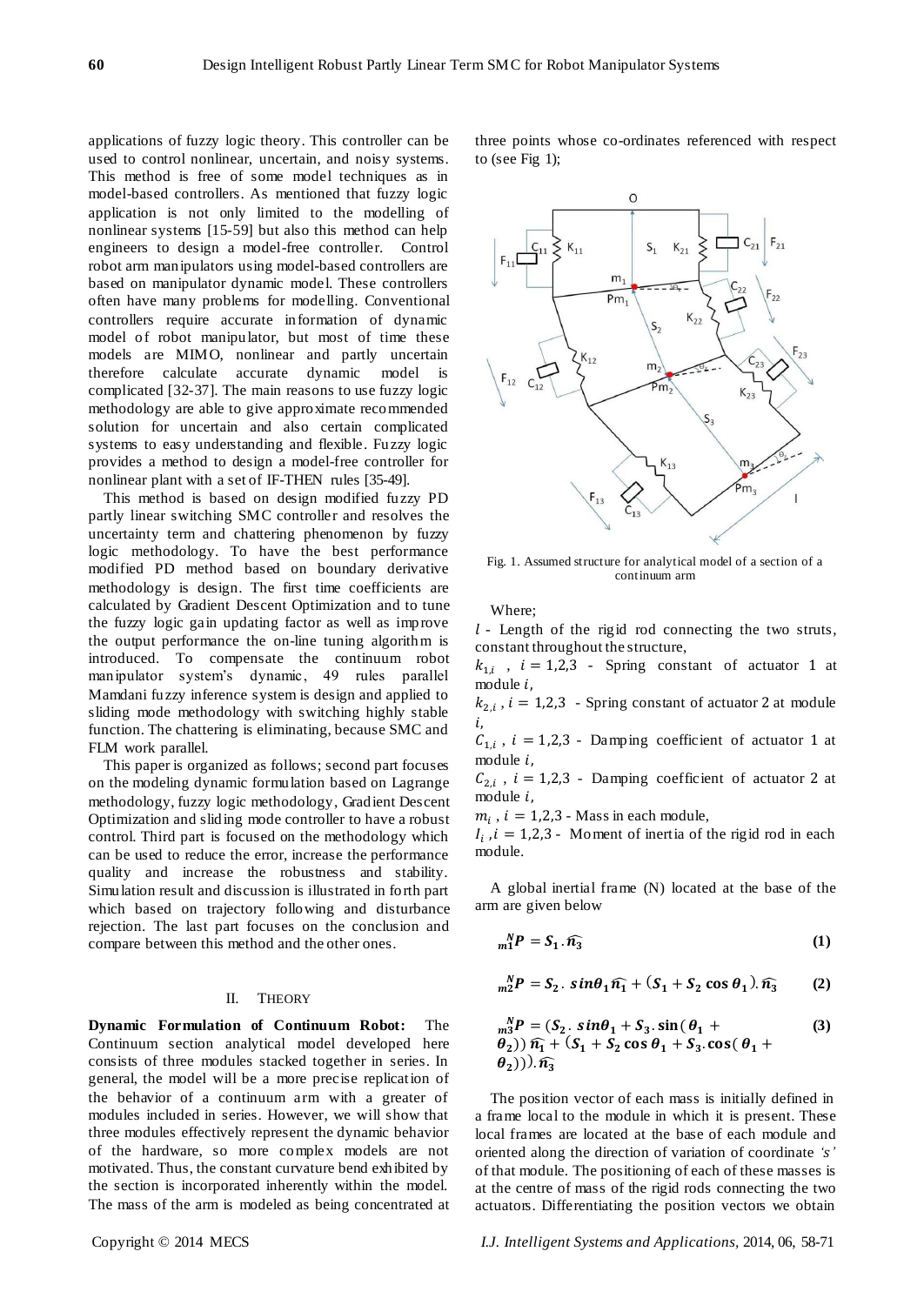applications of fuzzy logic theory. This controller can be used to control nonlinear, uncertain, and noisy systems. This method is free of some model techniques as in model-based controllers. As mentioned that fuzzy logic application is not only limited to the modelling of nonlinear systems [15-59] but also this method can help engineers to design a model-free controller. Control robot arm manipulators using model-based controllers are based on manipulator dynamic model. These controllers often have many problems for modelling. Conventional controllers require accurate information of dynamic model of robot manipulator, but most of time these models are MIMO, nonlinear and partly uncertain therefore calculate accurate dynamic model is complicated [32-37]. The main reasons to use fuzzy logic methodology are able to give approximate recommended solution for uncertain and also certain complicated systems to easy understanding and flexible. Fuzzy logic provides a method to design a model-free controller for nonlinear plant with a set of IF-THEN rules [35-49].

This method is based on design modified fuzzy PD partly linear switching SMC controller and resolves the uncertainty term and chattering phenomenon by fuzzy logic methodology. To have the best performance modified PD method based on boundary derivative methodology is design. The first time coefficients are calculated by Gradient Descent Optimization and to tune the fuzzy logic gain updating factor as well as improve the output performance the on-line tuning algorithm is introduced. To compensate the continuum robot manipulator system's dynamic, 49 rules parallel Mamdani fuzzy inference system is design and applied to sliding mode methodology with switching highly stable function. The chattering is eliminating, because SMC and FLM work parallel.

This paper is organized as follows; second part focuses on the modeling dynamic formulation based on Lagrange methodology, fuzzy logic methodology, Gradient Descent Optimization and sliding mode controller to have a robust control. Third part is focused on the methodology which can be used to reduce the error, increase the performance quality and increase the robustness and stability. Simulation result and discussion is illustrated in forth part which based on trajectory following and disturbance rejection. The last part focuses on the conclusion and compare between this method and the other ones.

## II. Theory

**Dynamic Formulation of Continuum Robot:** The Continuum section analytical model developed here consists of three modules stacked together in series. In general, the model will be a more precise replication of the behavior of a continuum arm with a greater of modules included in series. However, we will show that three modules effectively represent the dynamic behavior of the hardware, so more complex models are not motivated. Thus, the constant curvature bend exhibited by the section is incorporated inherently within the model. The mass of the arm is modeled as being concentrated at three points whose co-ordinates referenced with respect to (see Fig 1);

Fig. 1. Assumed structure for analytical model of a section of a continuum arm

Where;

$l$ - Length of the rigid rod connecting the two struts, constant throughout the structure,

$k_{1,i}$ , $i = 1,2,3$ - Spring constant of actuator 1 at module $i$,

$k_{2,i}$ , $i = 1,2,3$ - Spring constant of actuator 2 at module $i$,

$C_{1,i}$ , $i = 1,2,3$ - Damping coefficient of actuator 1 at module $i$,

$C_{2,i}$ , $i = 1,2,3$ - Damping coefficient of actuator 2 at module $i$,

$m_i$ , $i = 1,2,3$ - Mass in each module,

$I_i$ , $i = 1,2,3$ - Moment of inertia of the rigid rod in each module.

A global inertial frame (N) located at the base of the arm are given below

$$ {}_{m1}^{N}P = S_1 . \widehat{n_3} \tag{1}$$

$$ {}_{m2}^{N}P = S_2 . \sin\theta_1 \widehat{n_1} + (S_1 + S_2 \cos\theta_1). \widehat{n_3} \tag{2}$$

$$ {}_{m3}^{N}P = (S_2 . \sin\theta_1 + S_3 . \sin(\theta_1 + \theta_2)) \widehat{n_1} + (S_1 + S_2 \cos\theta_1 + S_3 . \cos(\theta_1 + \theta_2))). \widehat{n_3} \tag{3}$$

The position vector of each mass is initially defined in a frame local to the module in which it is present. These local frames are located at the base of each module and oriented along the direction of variation of coordinate *'s'* of that module. The positioning of each of these masses is at the centre of mass of the rigid rods connecting the two actuators. Differentiating the position vectors we obtain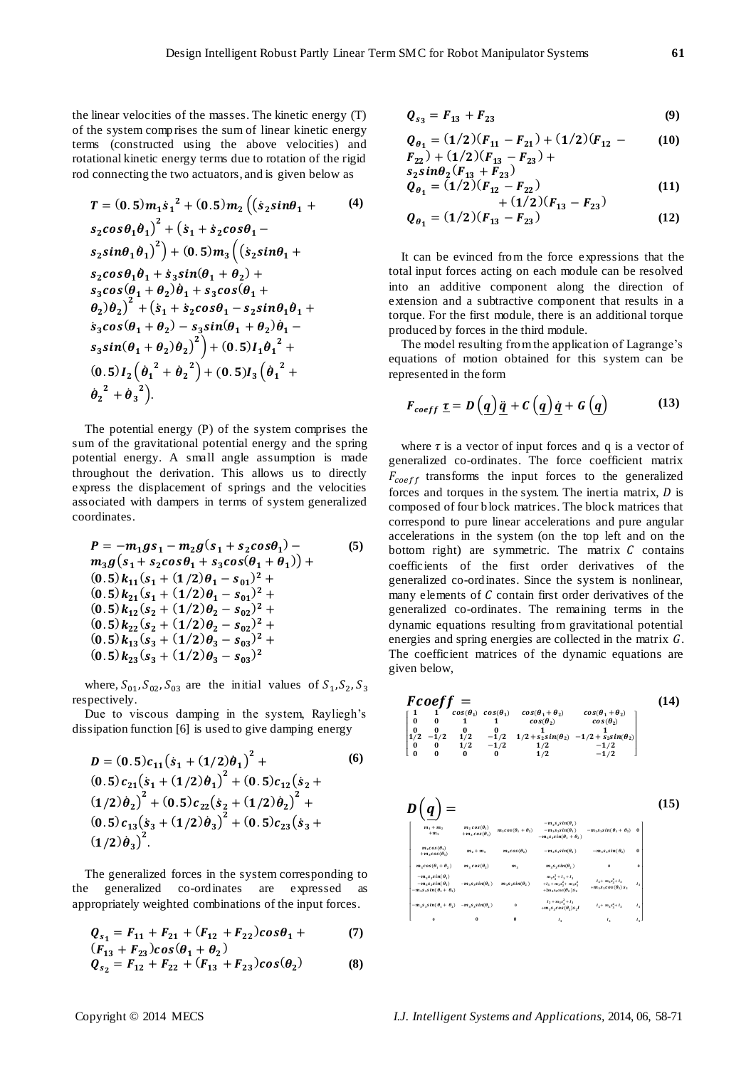the linear velocities of the masses. The kinetic energy (T) of the system comprises the sum of linear kinetic energy terms (constructed using the above velocities) and rotational kinetic energy terms due to rotation of the rigid rod connecting the two actuators, and is given below as

$$T = (0.5)m_1\dot{s}_1^{\,2} + (0.5)m_2\left(\left(\dot{s}_2 sin\theta_1 + s_2 cos\theta_1\dot{\theta}_1\right)^2 + \left(\dot{s}_1 + \dot{s}_2 cos\theta_1 - s_2 sin\theta_1\dot{\theta}_1\right)^2\right) + (0.5)m_3\left(\left(\dot{s}_2 sin\theta_1 + s_2 cos\theta_1\dot{\theta}_1 + \dot{s}_3 sin(\theta_1+\theta_2) + s_3 cos(\theta_1+\theta_2)\dot{\theta}_1 + s_3 cos(\theta_1+\theta_2)\dot{\theta}_2\right)^2 + \left(\dot{s}_1 + \dot{s}_2 cos\theta_1 - s_2 sin\theta_1\dot{\theta}_1 + \dot{s}_3 cos(\theta_1+\theta_2) - s_3 sin(\theta_1+\theta_2)\dot{\theta}_1 - s_3 sin(\theta_1+\theta_2)\dot{\theta}_2\right)^2\right) + (0.5)I_1\dot{\theta}_1^{\,2} + (0.5)I_2\left(\dot{\theta}_1^{\,2} + \dot{\theta}_2^{\,2}\right) + (0.5)I_3\left(\dot{\theta}_1^{\,2} + \dot{\theta}_2^{\,2} + \dot{\theta}_3^{\,2}\right). \quad (4)$$

The potential energy (P) of the system comprises the sum of the gravitational potential energy and the spring potential energy. A small angle assumption is made throughout the derivation. This allows us to directly express the displacement of springs and the velocities associated with dampers in terms of system generalized coordinates.

$$P = -m_1 g s_1 - m_2 g(s_1 + s_2 cos\theta_1) - m_3 g\left(s_1 + s_2 cos\theta_1 + s_3 cos(\theta_1+\theta_1)\right) + (0.5)k_{11}(s_1 + (1/2)\theta_1 - s_{01})^2 + (0.5)k_{21}(s_1 + (1/2)\theta_1 - s_{01})^2 + (0.5)k_{12}(s_2 + (1/2)\theta_2 - s_{02})^2 + (0.5)k_{22}(s_2 + (1/2)\theta_2 - s_{02})^2 + (0.5)k_{13}(s_3 + (1/2)\theta_3 - s_{03})^2 + (0.5)k_{23}(s_3 + (1/2)\theta_3 - s_{03})^2 \quad (5)$$

where, $S_{01}, S_{02}, S_{03}$ are the initial values of $S_1, S_2, S_3$ respectively.

Due to viscous damping in the system, Rayliegh's dissipation function [6] is used to give damping energy

$$D = (0.5)c_{11}\left(\dot{s}_1 + (1/2)\dot{\theta}_1\right)^2 + (0.5)c_{21}\left(\dot{s}_1 + (1/2)\dot{\theta}_1\right)^2 + (0.5)c_{12}\left(\dot{s}_2 + (1/2)\dot{\theta}_2\right)^2 + (0.5)c_{22}\left(\dot{s}_2 + (1/2)\dot{\theta}_2\right)^2 + (0.5)c_{13}\left(\dot{s}_3 + (1/2)\dot{\theta}_3\right)^2 + (0.5)c_{23}\left(\dot{s}_3 + (1/2)\dot{\theta}_3\right)^2. \quad (6)$$

The generalized forces in the system corresponding to the generalized co-ordinates are expressed as appropriately weighted combinations of the input forces.

$$Q_{s_1} = F_{11} + F_{21} + (F_{12} + F_{22})cos\theta_1 + (F_{13} + F_{23})cos(\theta_1 + \theta_2) \quad (7)$$

$$Q_{s_2} = F_{12} + F_{22} + (F_{13} + F_{23})cos(\theta_2) \quad (8)$$

$$Q_{s_3} = F_{13} + F_{23} \quad (9)$$

$$Q_{\theta_1} = (1/2)(F_{11} - F_{21}) + (1/2)(F_{12} - F_{22}) + (1/2)(F_{13} - F_{23}) + s_2 sin\theta_2(F_{13} + F_{23}) \quad (10)$$

$$Q_{\theta_1} = (1/2)(F_{12} - F_{22}) + (1/2)(F_{13} - F_{23}) \quad (11)$$

$$Q_{\theta_1} = (1/2)(F_{13} - F_{23}) \quad (12)$$

It can be evinced from the force expressions that the total input forces acting on each module can be resolved into an additive component along the direction of extension and a subtractive component that results in a torque. For the first module, there is an additional torque produced by forces in the third module.

The model resulting from the application of Lagrange's equations of motion obtained for this system can be represented in the form

$$F_{coeff}\,\underline{\tau} = D\left(\underline{q}\right)\underline{\ddot{q}} + C\left(\underline{q}\right)\underline{\dot{q}} + G\left(\underline{q}\right) \quad (13)$$

where $\tau$ is a vector of input forces and q is a vector of generalized co-ordinates. The force coefficient matrix $F_{coeff}$ transforms the input forces to the generalized forces and torques in the system. The inertia matrix, $D$ is composed of four block matrices. The block matrices that correspond to pure linear accelerations and pure angular accelerations in the system (on the top left and on the bottom right) are symmetric. The matrix $C$ contains coefficients of the first order derivatives of the generalized co-ordinates. Since the system is nonlinear, many elements of $C$ contain first order derivatives of the generalized co-ordinates. The remaining terms in the dynamic equations resulting from gravitational potential energies and spring energies are collected in the matrix $G$. The coefficient matrices of the dynamic equations are given below,

$$Fcoeff = \begin{bmatrix} 1 & 1 & cos(\theta_1) & cos(\theta_1) & cos(\theta_1+\theta_2) & cos(\theta_1+\theta_2) \\ 0 & 0 & 1 & 1 & cos(\theta_2) & cos(\theta_2) \\ 0 & 0 & 0 & 0 & 1 & 1 \\ 1/2 & -1/2 & 1/2 & -1/2 & 1/2 + s_2 sin(\theta_2) & -1/2 + s_2 sin(\theta_2) \\ 0 & 0 & 1/2 & -1/2 & 1/2 & -1/2 \\ 0 & 0 & 0 & 0 & 1/2 & -1/2 \end{bmatrix} \quad (14)$$

$$D\left(\underline{q}\right) = \begin{bmatrix} m_1 + m_2 + m_3 & m_2 cos(\theta_1) + m_3 cos(\theta_1) & m_3 cos(\theta_1+\theta_2) & \begin{matrix} -m_2 s_2 sin(\theta_1) \\ -m_3 s_2 sin(\theta_1) \\ -m_3 s_3 sin(\theta_1+\theta_2) \end{matrix} & -m_3 s_3 sin(\theta_1+\theta_2) & 0 \\ m_2 cos(\theta_1) + m_3 cos(\theta_1) & m_2 + m_3 & m_3 cos(\theta_2) & -m_3 s_3 sin(\theta_2) & -m_3 s_3 sin(\theta_2) & 0 \\ m_3 cos(\theta_1+\theta_2) & m_3 cos(\theta_2) & m_3 & m_3 s_2 sin(\theta_2) & 0 & 0 \\ \begin{matrix} -m_2 s_2 sin(\theta_1) \\ -m_3 s_2 sin(\theta_1) \\ -m_3 s_3 sin(\theta_1+\theta_2) \end{matrix} & -m_3 s_3 sin(\theta_2) & m_3 s_2 sin(\theta_2) & \begin{matrix} m_2 s_2^2 + I_1 + I_2 \\ + I_3 + m_3 s_2^2 + m_3 s_3^2 \\ + 2m_3 s_2 s_3 cos(\theta_2) s_3 \end{matrix} & \begin{matrix} I_2 + m_3 s_3^2 + I_3 \\ + m_3 s_2 cos(\theta_2) s_3 \end{matrix} & I_3 \\ -m_3 s_3 sin(\theta_1+\theta_2) & -m_3 s_3 sin(\theta_2) & 0 & \begin{matrix} I_2 + m_3 s_3^2 + I_3 \\ + m_3 s_2 cos(\theta_2) s_3 I \end{matrix} & I_2 + m_3 s_3^2 + I_3 & I_3 \\ 0 & 0 & 0 & I_3 & I_3 & I_3 \end{bmatrix} \quad (15)$$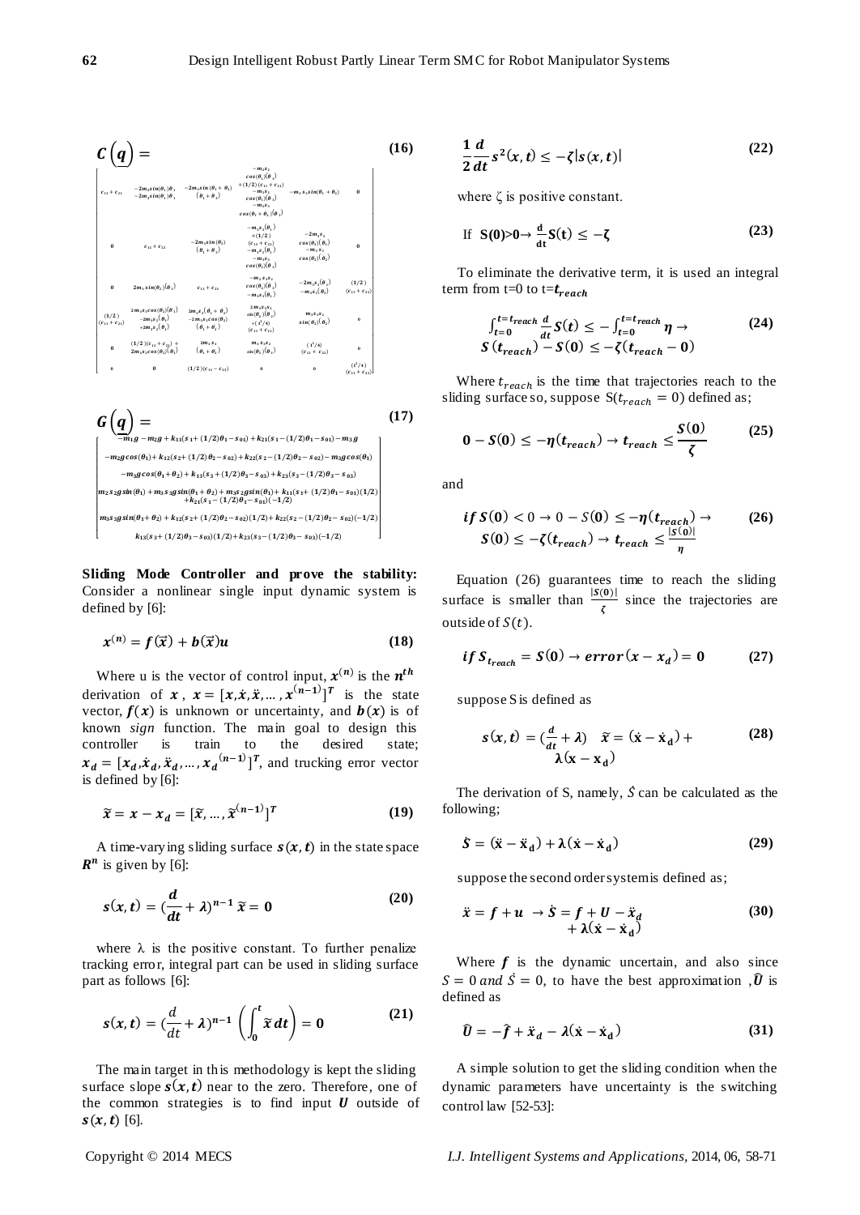$$C\left(q\right)= \tag{16}$$

$$\begin{bmatrix} c_{11}+c_{21} & \begin{matrix}-2m_2 sin(\theta_1)\theta_1 \\ -2m_3 sin(\theta_1)\theta_1\end{matrix} & \begin{matrix}-2m_3 sin(\theta_1+\theta_2) \\ (\theta_1+\theta_2)\end{matrix} & \begin{matrix}-m_2 s_2 \\ cos(\theta_1)(\theta_1) \\ +(1/2)(c_{11}+c_{21}) \\ -m_3 s_2 \\ cos(\theta_1)(\theta_1) \\ -m_3 s_3 \\ cos(\theta_1+\theta_2)\theta_2\end{matrix} & -m_3 s_3 sin(\theta_1+\theta_2) & 0 \\ 0 & c_{12}+c_{22} & \begin{matrix}-2m_3 sin(\theta_1) \\ (\theta_1+\theta_2)\end{matrix} & \begin{matrix}-m_3 s_2(\theta_1) \\ +(1/2) \\ (c_{12}+c_{22}) \\ -m_3 s_2(\theta_1) \\ -m_3 s_3 \\ cos(\theta_2)(\theta_1)\end{matrix} & \begin{matrix}-2m_3 s_3 \\ cos(\theta_2)(\theta_1) \\ -m_3 s_3 \\ cos(\theta_2)(\theta_2)\end{matrix} & 0 \\ 0 & 2m_3 sin(\theta_2)(\theta_1) & c_{13}+c_{23} & \begin{matrix}-m_3 s_2 s_3 \\ cos(\theta_2)(\theta_2) \\ -m_3 s_3(\theta_1)\end{matrix} & -2m_3 s_3(\theta_1) \\ -m_3 s_3(\theta_2) & \begin{matrix}(1/2) \\ (c_{13}+c_{23})\end{matrix} \\ \begin{matrix}(1/2) \\ (c_{11}+c_{21})\end{matrix} & \begin{matrix}2m_3 s_2 cos(\theta_2)(\theta_1) \\ -2m_3 s_2(\theta_1) \\ +2m_3 s_2(\theta_1)\end{matrix} & \begin{matrix}2m_3 s_3(\theta_1+\theta_2) \\ -2m_3 s_2 cos(\theta_2) \\ (\theta_1+\theta_2)\end{matrix} & \begin{matrix}2m_3 s_2 s_3 \\ sin(\theta_2)(\theta_2) \\ +(l^2/4) \\ (c_{11}+c_{21})\end{matrix} & \begin{matrix}m_3 s_3 s_2 \\ sin(\theta_2)(\theta_2)\end{matrix} & 0 \\ 0 & \begin{matrix}(1/2)(c_{12}+c_{22})+ \\ 2m_3 s_3 cos(\theta_2)(\theta_1)\end{matrix} & \begin{matrix}2m_3 s_3 \\ (\theta_1+\theta_2)\end{matrix} & \begin{matrix}m_3 s_3 s_2 \\ sin(\theta_2)(\theta_1)\end{matrix} & \begin{matrix}(l^2/4) \\ (c_{12}+c_{22})\end{matrix} & 0 \\ 0 & 0 & (1/2)(c_{13}-c_{23}) & 0 & 0 & \begin{matrix}(l^2/4) \\ (c_{13}+c_{23})\end{matrix} \end{bmatrix}$$

$$G\left(q\right)= \tag{17}$$

$$\begin{bmatrix} -m_1 g - m_2 g + k_{11}(s_1 + (1/2)\theta_1 - s_{01}) + k_{21}(s_1 - (1/2)\theta_1 - s_{01}) - m_3 g \\ -m_2 g\, cos(\theta_1) + k_{12}(s_2 + (1/2)\theta_2 - s_{02}) + k_{22}(s_2 - (1/2)\theta_2 - s_{02}) - m_3 g\, cos(\theta_1) \\ -m_3 g\, cos(\theta_1+\theta_2) + k_{13}(s_3 + (1/2)\theta_3 - s_{03}) + k_{23}(s_3 - (1/2)\theta_3 - s_{03}) \\ m_2 s_2 g\, sin(\theta_1) + m_3 s_3 g\, sin(\theta_1+\theta_2) + m_3 s_2 g\, sin(\theta_1) + k_{11}(s_1 + (1/2)\theta_1 - s_{01})(1/2) + k_{21}(s_1 - (1/2)\theta_1 - s_{01})(-1/2) \\ m_3 s_3 g\, sin(\theta_1+\theta_2) + k_{12}(s_2 + (1/2)\theta_2 - s_{02})(1/2) + k_{22}(s_2 - (1/2)\theta_2 - s_{02})(-1/2) \\ k_{13}(s_3 + (1/2)\theta_3 - s_{03})(1/2) + k_{23}(s_3 - (1/2)\theta_3 - s_{03})(-1/2) \end{bmatrix}$$

**Sliding Mode Controller and prove the stability:** Consider a nonlinear single input dynamic system is defined by [6]:

$$x^{(n)} = f(\vec{x}) + b(\vec{x})u \tag{18}$$

Where u is the vector of control input, $x^{(n)}$ is the $n^{th}$ derivation of $x$, $x = [x, \dot{x}, \ddot{x}, \dots, x^{(n-1)}]^T$ is the state vector, $f(x)$ is unknown or uncertainty, and $b(x)$ is of known *sign* function. The main goal to design this controller is train to the desired state; $x_d = [x_d, \dot{x}_d, \ddot{x}_d, \dots, x_d{}^{(n-1)}]^T$, and trucking error vector is defined by [6]:

$$\widetilde{x} = x - x_d = [\widetilde{x}, \dots, \widetilde{x}^{(n-1)}]^T \tag{19}$$

A time-varying sliding surface $s(x,t)$ in the state space $R^n$ is given by [6]:

$$s(x,t) = \left(\frac{d}{dt} + \lambda\right)^{n-1} \widetilde{x} = 0 \tag{20}$$

where λ is the positive constant. To further penalize tracking error, integral part can be used in sliding surface part as follows [6]:

$$s(x,t) = \left(\frac{d}{dt} + \lambda\right)^{n-1} \left(\int_0^t \widetilde{x}\, dt\right) = 0 \tag{21}$$

The main target in this methodology is kept the sliding surface slope $s(x,t)$ near to the zero. Therefore, one of the common strategies is to find input $U$ outside of $s(x,t)$ [6].

$$\frac{1}{2}\frac{d}{dt}s^2(x,t) \le -\zeta|s(x,t)| \tag{22}$$

where ζ is positive constant.

$$\text{If } S(0) > 0 \rightarrow \frac{d}{dt}S(t) \le -\zeta \tag{23}$$

To eliminate the derivative term, it is used an integral term from t=0 to t=$t_{reach}$

$$\int_{t=0}^{t=t_{reach}} \frac{d}{dt}S(t) \le -\int_{t=0}^{t=t_{reach}} \eta \rightarrow S(t_{reach}) - S(0) \le -\zeta(t_{reach} - 0) \tag{24}$$

Where $t_{reach}$ is the time that trajectories reach to the sliding surface so, suppose $S(t_{reach} = 0)$ defined as;

$$0 - S(0) \le -\eta(t_{reach}) \rightarrow t_{reach} \le \frac{S(0)}{\zeta} \tag{25}$$

and

$$if\ S(0) < 0 \rightarrow 0 - S(0) \le -\eta(t_{reach}) \rightarrow S(0) \le -\zeta(t_{reach}) \rightarrow t_{reach} \le \frac{|S(0)|}{\eta} \tag{26}$$

Equation (26) guarantees time to reach the sliding surface is smaller than $\frac{|S(0)|}{\zeta}$ since the trajectories are outside of $S(t)$.

$$if\ S_{t_{reach}} = S(0) \rightarrow error(x - x_d) = 0 \tag{27}$$

suppose S is defined as

$$s(x,t) = \left(\frac{d}{dt} + \lambda\right) \quad \widetilde{x} = (\dot{x} - \dot{x}_d) + \lambda(x - x_d) \tag{28}$$

The derivation of S, namely, $\dot{S}$ can be calculated as the following;

$$\dot{S} = (\ddot{x} - \ddot{x}_d) + \lambda(\dot{x} - \dot{x}_d) \tag{29}$$

suppose the second order system is defined as;

$$\ddot{x} = f + u \rightarrow \dot{S} = f + U - \ddot{x}_d + \lambda(\dot{x} - \dot{x}_d) \tag{30}$$

Where $f$ is the dynamic uncertain, and also since $S = 0$ and $\dot{S} = 0$, to have the best approximation, $\widehat{U}$ is defined as

$$\widehat{U} = -\widehat{f} + \ddot{x}_d - \lambda(\dot{x} - \dot{x}_d) \tag{31}$$

A simple solution to get the sliding condition when the dynamic parameters have uncertainty is the switching control law [52-53]: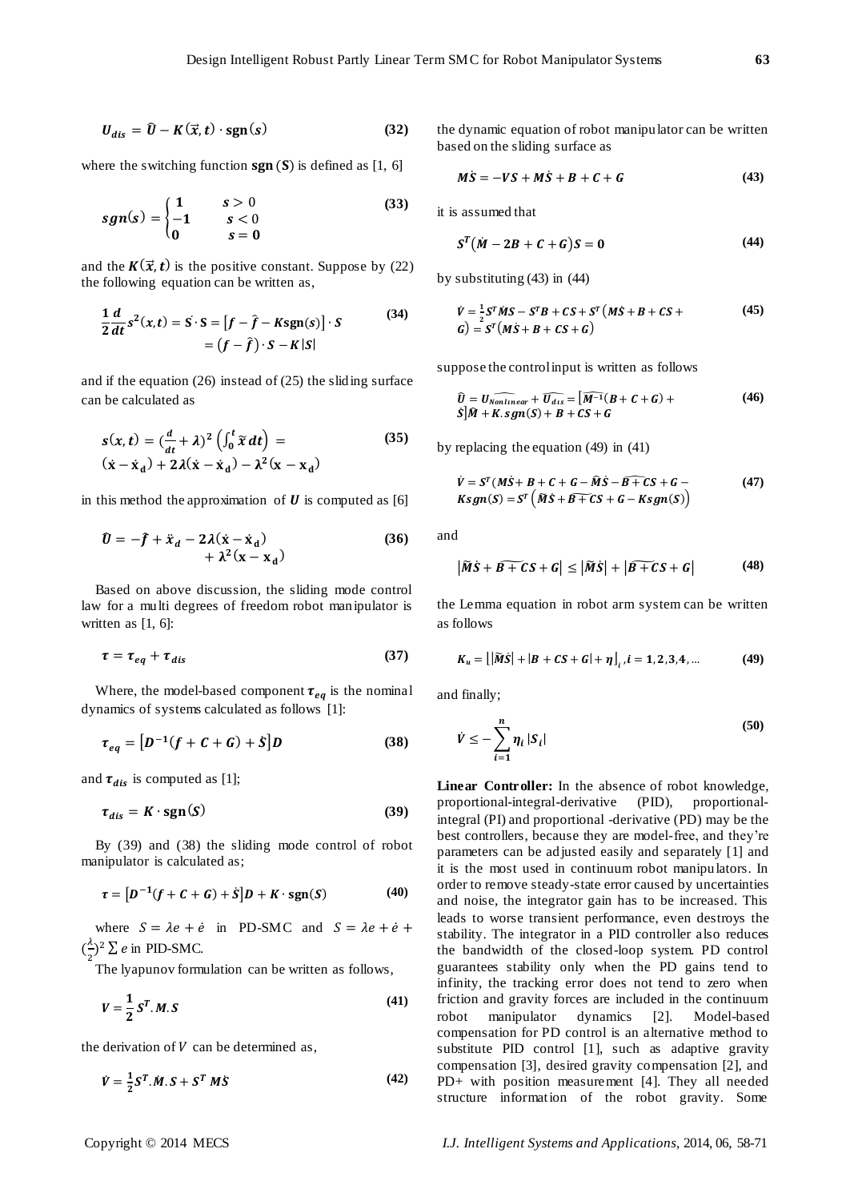$$U_{dis} = \hat{U} - K(\vec{x}, t) \cdot \mathbf{sgn}(s) \tag{32}$$

where the switching function $\mathbf{sgn}(\boldsymbol{S})$ is defined as [1, 6]

$$sgn(s) = \begin{cases} 1 & s > 0 \\ -1 & s < 0 \\ 0 & s = 0 \end{cases} \tag{33}$$

and the $\boldsymbol{K}(\vec{x}, t)$ is the positive constant. Suppose by (22) the following equation can be written as,

$$\frac{1}{2}\frac{d}{dt}s^2(x,t) = \dot{S} \cdot S = \left[f - \hat{f} - K\mathrm{sgn}(s)\right] \cdot S = \left(f - \hat{f}\right) \cdot S - K|S| \tag{34}$$

and if the equation (26) instead of (25) the sliding surface can be calculated as

$$s(x,t) = \left(\frac{d}{dt} + \lambda\right)^2 \left(\int_0^t \tilde{x}\, dt\right) = (\dot{x} - \dot{x}_d) + 2\lambda(\dot{x} - \dot{x}_d) - \lambda^2(x - x_d) \tag{35}$$

in this method the approximation of $\boldsymbol{U}$ is computed as [6]

$$\hat{U} = -\hat{f} + \ddot{x}_d - 2\lambda(\dot{x} - \dot{x}_d) + \lambda^2(x - x_d) \tag{36}$$

Based on above discussion, the sliding mode control law for a multi degrees of freedom robot manipulator is written as [1, 6]:

$$\tau = \tau_{eq} + \tau_{dis} \tag{37}$$

Where, the model-based component $\tau_{eq}$ is the nominal dynamics of systems calculated as follows [1]:

$$\tau_{eq} = \left[D^{-1}(f + C + G) + \dot{S}\right]D \tag{38}$$

and $\tau_{dis}$ is computed as [1];

$$\tau_{dis} = K \cdot \mathbf{sgn}(S) \tag{39}$$

By (39) and (38) the sliding mode control of robot manipulator is calculated as;

$$\tau = \left[D^{-1}(f + C + G) + \dot{S}\right]D + K \cdot \mathbf{sgn}(S) \tag{40}$$

where $S = \lambda e + \dot{e}$ in PD-SMC and $S = \lambda e + \dot{e} + \left(\frac{\lambda}{2}\right)^2 \sum e$ in PID-SMC.

The lyapunov formulation can be written as follows,

$$V = \frac{1}{2} S^T . M . S \tag{41}$$

the derivation of $V$ can be determined as,

$$\dot{V} = \frac{1}{2} S^T . \dot{M} . S + S^T M \dot{S} \tag{42}$$

the dynamic equation of robot manipulator can be written based on the sliding surface as

$$M\dot{S} = -VS + M\dot{S} + B + C + G \tag{43}$$

it is assumed that

$$S^T\left(\dot{M} - 2B + C + G\right)S = 0 \tag{44}$$

by substituting (43) in (44)

$$\dot{V} = \frac{1}{2} S^T \dot{M} S - S^T B + CS + S^T\left(M\dot{S} + B + CS + G\right) = S^T\left(M\dot{S} + B + CS + G\right) \tag{45}$$

suppose the control input is written as follows

$$\hat{U} = U_{\widehat{Nonlinear}} + \widehat{U_{dis}} = \left[\widehat{M^{-1}}(B + C + G) + \dot{S}\right]\hat{M} + K.sgn(S) + B + CS + G \tag{46}$$

by replacing the equation (49) in (41)

$$\dot{V} = S^T\left(M\dot{S} + B + C + G - \hat{M}\dot{S} - \widehat{B + C}S + G - Ksgn(S)\right) = S^T\left(\tilde{M}\dot{S} + \widetilde{B + C}S + G - Ksgn(S)\right) \tag{47}$$

and

$$\left|\tilde{M}\dot{S} + \widetilde{B + C}S + G\right| \le \left|\tilde{M}\dot{S}\right| + \left|\widetilde{B + C}S + G\right| \tag{48}$$

the Lemma equation in robot arm system can be written as follows

$$K_u = \left[\left|\tilde{M}\dot{S}\right| + |B + CS + G| + \eta\right]_i, i = 1,2,3,4,\dots \tag{49}$$

and finally;

$$\dot{V} \le -\sum_{i=1}^{n} \eta_i |S_i| \tag{50}$$

**Linear Controller:** In the absence of robot knowledge, proportional-integral-derivative (PID), proportional-integral (PI) and proportional -derivative (PD) may be the best controllers, because they are model-free, and they're parameters can be adjusted easily and separately [1] and it is the most used in continuum robot manipulators. In order to remove steady-state error caused by uncertainties and noise, the integrator gain has to be increased. This leads to worse transient performance, even destroys the stability. The integrator in a PID controller also reduces the bandwidth of the closed-loop system. PD control guarantees stability only when the PD gains tend to infinity, the tracking error does not tend to zero when friction and gravity forces are included in the continuum robot manipulator dynamics [2]. Model-based compensation for PD control is an alternative method to substitute PID control [1], such as adaptive gravity compensation [3], desired gravity compensation [2], and PD+ with position measurement [4]. They all needed structure information of the robot gravity. Some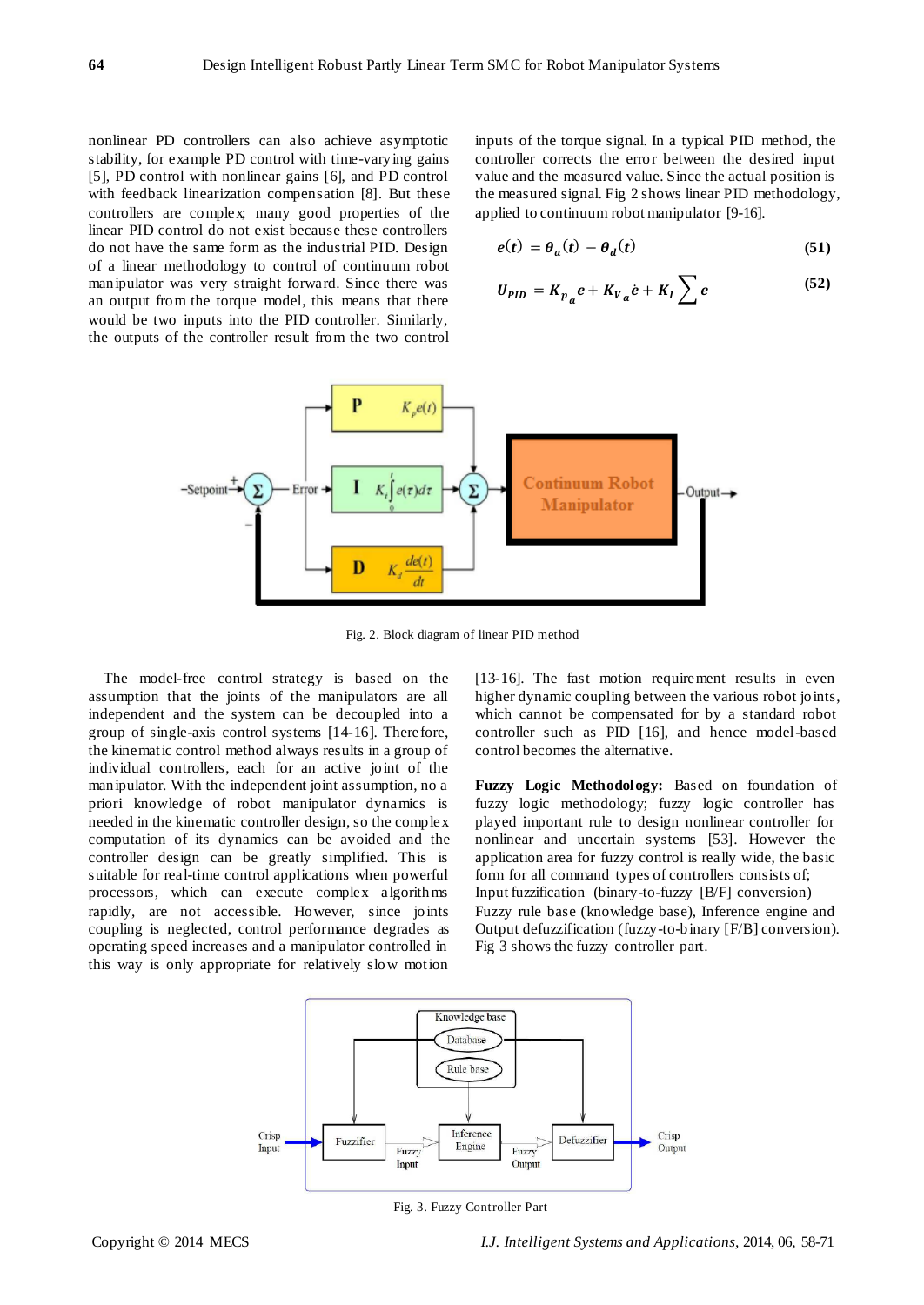nonlinear PD controllers can also achieve asymptotic stability, for example PD control with time-varying gains [5], PD control with nonlinear gains [6], and PD control with feedback linearization compensation [8]. But these controllers are complex; many good properties of the linear PID control do not exist because these controllers do not have the same form as the industrial PID. Design of a linear methodology to control of continuum robot manipulator was very straight forward. Since there was an output from the torque model, this means that there would be two inputs into the PID controller. Similarly, the outputs of the controller result from the two control inputs of the torque signal. In a typical PID method, the controller corrects the error between the desired input value and the measured value. Since the actual position is the measured signal. Fig 2 shows linear PID methodology, applied to continuum robot manipulator [9-16].

$$e(t) = \theta_a(t) - \theta_d(t) \tag{51}$$

$$U_{PID} = K_{p_a} e + K_{V_a} \dot{e} + K_I \sum e \tag{52}$$

Fig. 2. Block diagram of linear PID method

The model-free control strategy is based on the assumption that the joints of the manipulators are all independent and the system can be decoupled into a group of single-axis control systems [14-16]. Therefore, the kinematic control method always results in a group of individual controllers, each for an active joint of the manipulator. With the independent joint assumption, no a priori knowledge of robot manipulator dynamics is needed in the kinematic controller design, so the complex computation of its dynamics can be avoided and the controller design can be greatly simplified. This is suitable for real-time control applications when powerful processors, which can execute complex algorithms rapidly, are not accessible. However, since joints coupling is neglected, control performance degrades as operating speed increases and a manipulator controlled in this way is only appropriate for relatively slow motion [13-16]. The fast motion requirement results in even higher dynamic coupling between the various robot joints, which cannot be compensated for by a standard robot controller such as PID [16], and hence model-based control becomes the alternative.

**Fuzzy Logic Methodology:** Based on foundation of fuzzy logic methodology; fuzzy logic controller has played important rule to design nonlinear controller for nonlinear and uncertain systems [53]. However the application area for fuzzy control is really wide, the basic form for all command types of controllers consists of;
Input fuzzification (binary-to-fuzzy [B/F] conversion)
Fuzzy rule base (knowledge base), Inference engine and
Output defuzzification (fuzzy-to-binary [F/B] conversion).
Fig 3 shows the fuzzy controller part.

Fig. 3. Fuzzy Controller Part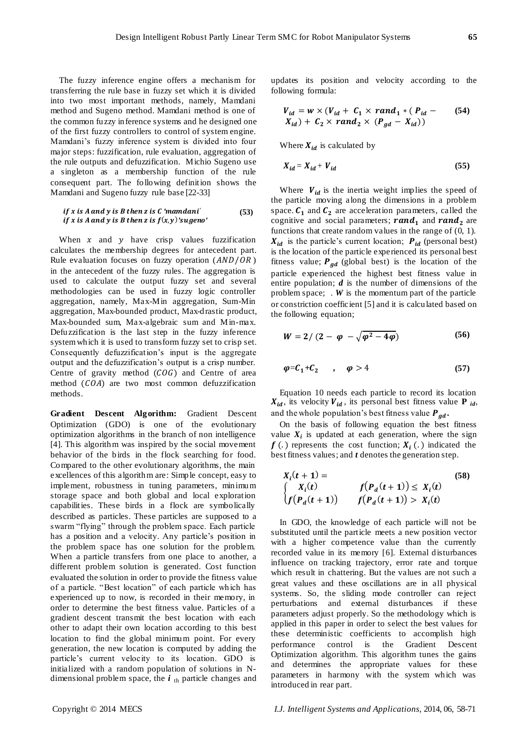The fuzzy inference engine offers a mechanism for transferring the rule base in fuzzy set which it is divided into two most important methods, namely, Mamdani method and Sugeno method. Mamdani method is one of the common fuzzy inference systems and he designed one of the first fuzzy controllers to control of system engine. Mamdani's fuzzy inference system is divided into four major steps: fuzzification, rule evaluation, aggregation of the rule outputs and defuzzification. Michio Sugeno use a singleton as a membership function of the rule consequent part. The following definition shows the Mamdani and Sugeno fuzzy rule base [22-33]

$$\begin{aligned} &\textit{if } x \textit{ is } A \textit{ and } y \textit{ is } B \textit{ then } z \textit{ is } C \textit{ 'mamdani'} \\ &\textit{if } x \textit{ is } A \textit{ and } y \textit{ is } B \textit{ then } z \textit{ is } f(x,y) \textit{ 'sugeno'} \end{aligned} \tag{53}$$

When $x$ and $y$ have crisp values fuzzification calculates the membership degrees for antecedent part. Rule evaluation focuses on fuzzy operation ($AND/OR$) in the antecedent of the fuzzy rules. The aggregation is used to calculate the output fuzzy set and several methodologies can be used in fuzzy logic controller aggregation, namely, Max-Min aggregation, Sum-Min aggregation, Max-bounded product, Max-drastic product, Max-bounded sum, Max-algebraic sum and Min-max. Defuzzification is the last step in the fuzzy inference system which it is used to transform fuzzy set to crisp set. Consequently defuzzification's input is the aggregate output and the defuzzification's output is a crisp number. Centre of gravity method ($COG$) and Centre of area method ($COA$) are two most common defuzzification methods.

**Gradient Descent Algorithm:** Gradient Descent Optimization (GDO) is one of the evolutionary optimization algorithms in the branch of non intelligence [4]. This algorithm was inspired by the social movement behavior of the birds in the flock searching for food. Compared to the other evolutionary algorithms, the main excellences of this algorithm are: Simple concept, easy to implement, robustness in tuning parameters, minimum storage space and both global and local exploration capabilities. These birds in a flock are symbolically described as particles. These particles are supposed to a swarm "flying" through the problem space. Each particle has a position and a velocity. Any particle's position in the problem space has one solution for the problem. When a particle transfers from one place to another, a different problem solution is generated. Cost function evaluated the solution in order to provide the fitness value of a particle. "Best location" of each particle which has experienced up to now, is recorded in their memory, in order to determine the best fitness value. Particles of a gradient descent transmit the best location with each other to adapt their own location according to this best location to find the global minimum point. For every generation, the new location is computed by adding the particle's current velocity to its location. GDO is initialized with a random population of solutions in N-dimensional problem space, the $i$ th particle changes and updates its position and velocity according to the following formula:

$$V_{id} = w \times (V_{id} + C_1 \times rand_1 * (P_{id} - X_{id}) + C_2 \times rand_2 \times (P_{gd} - X_{id})) \tag{54}$$

Where $X_{id}$ is calculated by

$$X_{id} = X_{id} + V_{id} \tag{55}$$

Where $V_{id}$ is the inertia weight implies the speed of the particle moving along the dimensions in a problem space. $C_1$ and $C_2$ are acceleration parameters, called the cognitive and social parameters; $rand_1$ and $rand_2$ are functions that create random values in the range of (0, 1). $X_{id}$ is the particle's current location; $P_{id}$ (personal best) is the location of the particle experienced its personal best fitness value; $P_{gd}$ (global best) is the location of the particle experienced the highest best fitness value in entire population; $d$ is the number of dimensions of the problem space; . $W$ is the momentum part of the particle or constriction coefficient [5] and it is calculated based on the following equation;

$$W = 2/(2 - \varphi - \sqrt{\varphi^2 - 4\varphi}) \tag{56}$$

$$\varphi = C_1 + C_2 \quad , \quad \varphi > 4 \tag{57}$$

Equation 10 needs each particle to record its location $X_{id}$, its velocity $V_{id}$, its personal best fitness value $P_{id}$, and the whole population's best fitness value $P_{gd}$.

On the basis of following equation the best fitness value $X_i$ is updated at each generation, where the sign $f(.)$ represents the cost function; $X_i(.)$ indicated the best fitness values; and $t$ denotes the generation step.

$$X_i(t+1) = \begin{cases} X_i(t) & f(P_d(t+1)) \le X_i(t) \\ f(P_d(t+1)) & f(P_d(t+1)) > X_i(t) \end{cases} \tag{58}$$

In GDO, the knowledge of each particle will not be substituted until the particle meets a new position vector with a higher competence value than the currently recorded value in its memory [6]. External disturbances influence on tracking trajectory, error rate and torque which result in chattering. But the values are not such a great values and these oscillations are in all physical systems. So, the sliding mode controller can reject perturbations and external disturbances if these parameters adjust properly. So the methodology which is applied in this paper in order to select the best values for these deterministic coefficients to accomplish high performance control is the Gradient Descent Optimization algorithm. This algorithm tunes the gains and determines the appropriate values for these parameters in harmony with the system which was introduced in rear part.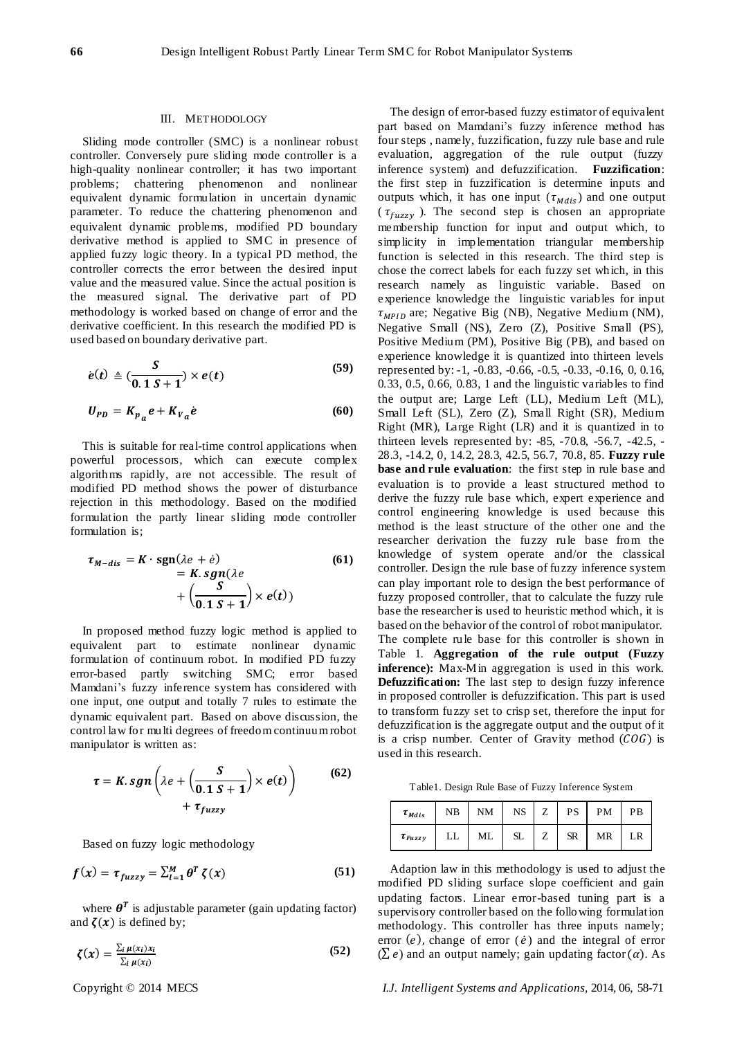## III. METHODOLOGY

Sliding mode controller (SMC) is a nonlinear robust controller. Conversely pure sliding mode controller is a high-quality nonlinear controller; it has two important problems; chattering phenomenon and nonlinear equivalent dynamic formulation in uncertain dynamic parameter. To reduce the chattering phenomenon and equivalent dynamic problems, modified PD boundary derivative method is applied to SMC in presence of applied fuzzy logic theory. In a typical PD method, the controller corrects the error between the desired input value and the measured value. Since the actual position is the measured signal. The derivative part of PD methodology is worked based on change of error and the derivative coefficient. In this research the modified PD is used based on boundary derivative part.

$$\dot{e}(t) \triangleq (\frac{S}{0.1\,S+1}) \times e(t) \tag{59}$$

$$U_{PD} = K_{p_a} e + K_{V_a} \dot{e} \tag{60}$$

This is suitable for real-time control applications when powerful processors, which can execute complex algorithms rapidly, are not accessible. The result of modified PD method shows the power of disturbance rejection in this methodology. Based on the modified formulation the partly linear sliding mode controller formulation is;

$$\tau_{M-dis} = K \cdot \mathbf{sgn}(\lambda e + \dot{e}) = K.sgn(\lambda e + \left(\frac{S}{0.1\,S+1}\right) \times e(t)) \tag{61}$$

In proposed method fuzzy logic method is applied to equivalent part to estimate nonlinear dynamic formulation of continuum robot. In modified PD fuzzy error-based partly switching SMC; error based Mamdani's fuzzy inference system has considered with one input, one output and totally 7 rules to estimate the dynamic equivalent part. Based on above discussion, the control law for multi degrees of freedom continuum robot manipulator is written as:

$$\tau = K.sgn\left(\lambda e + \left(\frac{S}{0.1\,S+1}\right) \times e(t)\right) + \tau_{fuzzy} \tag{62}$$

Based on fuzzy logic methodology

$$f(x) = \tau_{fuzzy} = \sum_{l=1}^{M} \theta^T \zeta(x) \tag{51}$$

where $\theta^T$ is adjustable parameter (gain updating factor) and $\zeta(x)$ is defined by;

$$\zeta(x) = \frac{\sum_i \mu(x_i) x_i}{\sum_i \mu(x_i)} \tag{52}$$

The design of error-based fuzzy estimator of equivalent part based on Mamdani's fuzzy inference method has four steps , namely, fuzzification, fuzzy rule base and rule evaluation, aggregation of the rule output (fuzzy inference system) and defuzzification. **Fuzzification**: the first step in fuzzification is determine inputs and outputs which, it has one input ($\tau_{Mdis}$) and one output ($\tau_{fuzzy}$). The second step is chosen an appropriate membership function for input and output which, to simplicity in implementation triangular membership function is selected in this research. The third step is chose the correct labels for each fuzzy set which, in this research namely as linguistic variable. Based on experience knowledge the linguistic variables for input $\tau_{MPID}$ are; Negative Big (NB), Negative Medium (NM), Negative Small (NS), Zero (Z), Positive Small (PS), Positive Medium (PM), Positive Big (PB), and based on experience knowledge it is quantized into thirteen levels represented by: -1, -0.83, -0.66, -0.5, -0.33, -0.16, 0, 0.16, 0.33, 0.5, 0.66, 0.83, 1 and the linguistic variables to find the output are; Large Left (LL), Medium Left (ML), Small Left (SL), Zero (Z), Small Right (SR), Medium Right (MR), Large Right (LR) and it is quantized in to thirteen levels represented by: -85, -70.8, -56.7, -42.5, -28.3, -14.2, 0, 14.2, 28.3, 42.5, 56.7, 70.8, 85. **Fuzzy rule base and rule evaluation**: the first step in rule base and evaluation is to provide a least structured method to derive the fuzzy rule base which, expert experience and control engineering knowledge is used because this method is the least structure of the other one and the researcher derivation the fuzzy rule base from the knowledge of system operate and/or the classical controller. Design the rule base of fuzzy inference system can play important role to design the best performance of fuzzy proposed controller, that to calculate the fuzzy rule base the researcher is used to heuristic method which, it is based on the behavior of the control of robot manipulator. The complete rule base for this controller is shown in Table 1. **Aggregation of the rule output (Fuzzy inference):** Max-Min aggregation is used in this work. **Defuzzification:** The last step to design fuzzy inference in proposed controller is defuzzification. This part is used to transform fuzzy set to crisp set, therefore the input for defuzzification is the aggregate output and the output of it is a crisp number. Center of Gravity method ($COG$) is used in this research.

Table1. Design Rule Base of Fuzzy Inference System

| $\tau_{Mdis}$ | NB | NM | NS | Z | PS | PM | PB |
|---|---|---|---|---|---|---|---|
| $\tau_{Fuzzy}$ | LL | ML | SL | Z | SR | MR | LR |

Adaption law in this methodology is used to adjust the modified PD sliding surface slope coefficient and gain updating factors. Linear error-based tuning part is a supervisory controller based on the following formulation methodology. This controller has three inputs namely; error ($e$), change of error ($\dot{e}$) and the integral of error ($\sum e$) and an output namely; gain updating factor ($\alpha$). As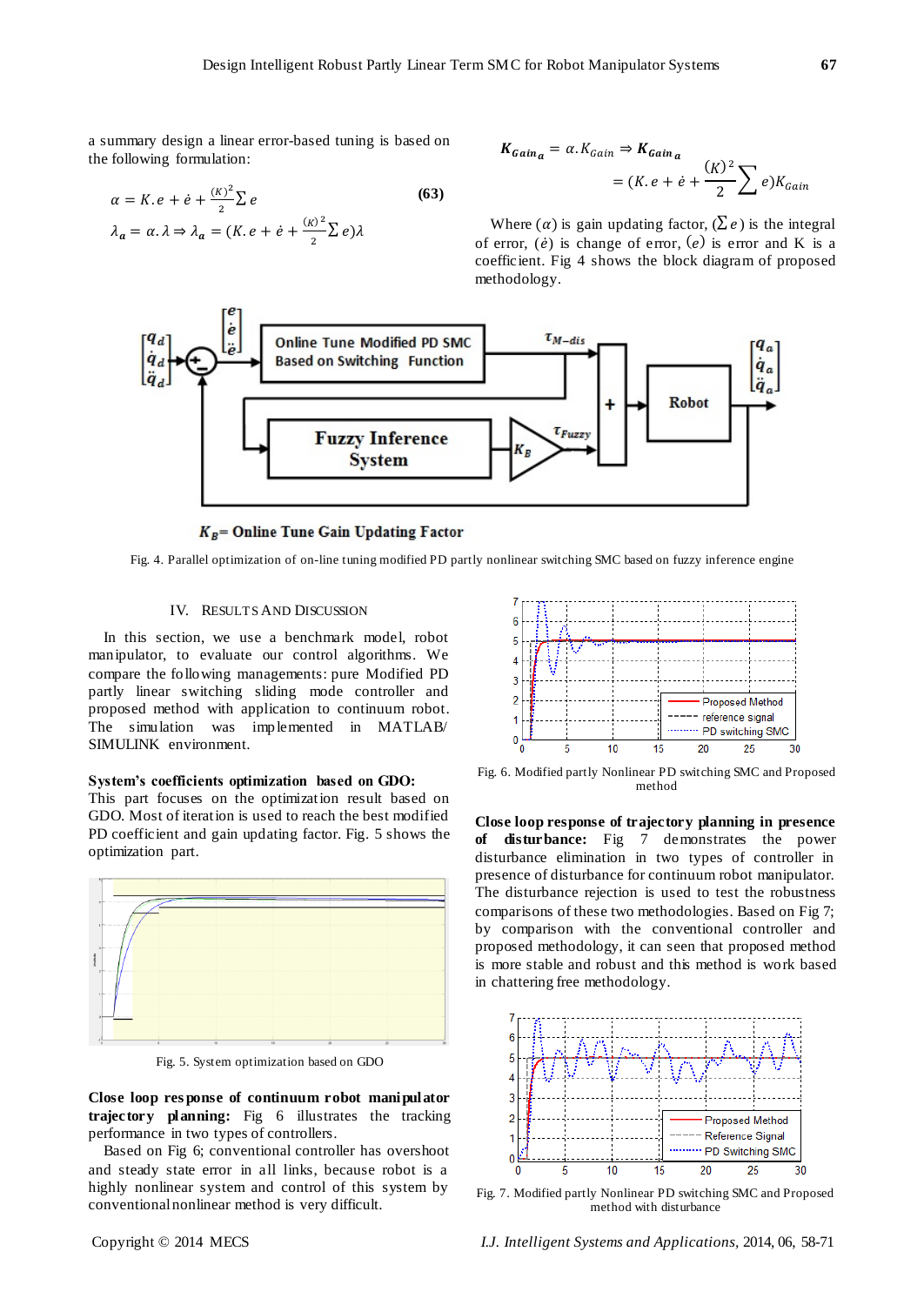a summary design a linear error-based tuning is based on the following formulation:

$$\alpha = K.e + \dot{e} + \frac{(K)^2}{2}\sum e \tag{63}$$

$$\lambda_a = \alpha.\lambda \Rightarrow \lambda_a = (K.e + \dot{e} + \frac{(K)^2}{2}\sum e)\lambda$$

$$K_{Gain_a} = \alpha.K_{Gain} \Rightarrow K_{Gain_a} = (K.e + \dot{e} + \frac{(K)^2}{2}\sum e)K_{Gain}$$

Where ($\alpha$) is gain updating factor, ($\sum e$) is the integral of error, ($\dot{e}$) is change of error, ($e$) is error and K is a coefficient. Fig 4 shows the block diagram of proposed methodology.

Fig. 4. Parallel optimization of on-line tuning modified PD partly nonlinear switching SMC based on fuzzy inference engine

## IV. Results And Discussion

In this section, we use a benchmark model, robot manipulator, to evaluate our control algorithms. We compare the following managements: pure Modified PD partly linear switching sliding mode controller and proposed method with application to continuum robot. The simulation was implemented in MATLAB/ SIMULINK environment.

**System's coefficients optimization based on GDO:** This part focuses on the optimization result based on GDO. Most of iteration is used to reach the best modified PD coefficient and gain updating factor. Fig. 5 shows the optimization part.

Fig. 5. System optimization based on GDO

**Close loop response of continuum robot manipulator trajectory planning:** Fig 6 illustrates the tracking performance in two types of controllers.

Based on Fig 6; conventional controller has overshoot and steady state error in all links, because robot is a highly nonlinear system and control of this system by conventional nonlinear method is very difficult.

Fig. 6. Modified partly Nonlinear PD switching SMC and Proposed method

**Close loop response of trajectory planning in presence of disturbance:** Fig 7 demonstrates the power disturbance elimination in two types of controller in presence of disturbance for continuum robot manipulator. The disturbance rejection is used to test the robustness comparisons of these two methodologies. Based on Fig 7; by comparison with the conventional controller and proposed methodology, it can seen that proposed method is more stable and robust and this method is work based in chattering free methodology.

Fig. 7. Modified partly Nonlinear PD switching SMC and Proposed method with disturbance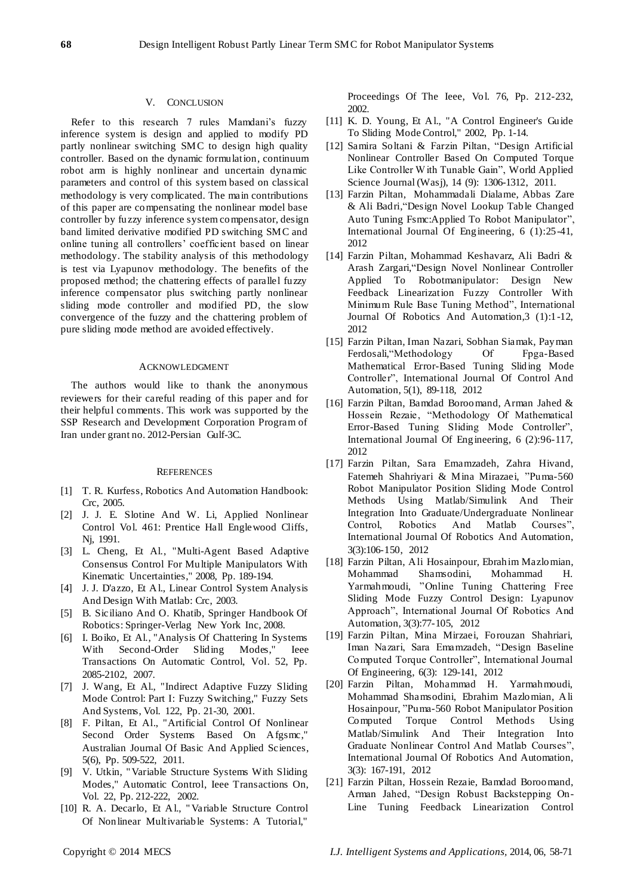## V. CONCLUSION

Refer to this research 7 rules Mamdani's fuzzy inference system is design and applied to modify PD partly nonlinear switching SMC to design high quality controller. Based on the dynamic formulation, continuum robot arm is highly nonlinear and uncertain dynamic parameters and control of this system based on classical methodology is very complicated. The main contributions of this paper are compensating the nonlinear model base controller by fuzzy inference system compensator, design band limited derivative modified PD switching SMC and online tuning all controllers' coefficient based on linear methodology. The stability analysis of this methodology is test via Lyapunov methodology. The benefits of the proposed method; the chattering effects of parallel fuzzy inference compensator plus switching partly nonlinear sliding mode controller and modified PD, the slow convergence of the fuzzy and the chattering problem of pure sliding mode method are avoided effectively.

## ACKNOWLEDGMENT

The authors would like to thank the anonymous reviewers for their careful reading of this paper and for their helpful comments. This work was supported by the SSP Research and Development Corporation Program of Iran under grant no. 2012-Persian Gulf-3C.

## REFERENCES

[1] T. R. Kurfess, Robotics And Automation Handbook: Crc, 2005.

[2] J. J. E. Slotine And W. Li, Applied Nonlinear Control Vol. 461: Prentice Hall Englewood Cliffs, Nj, 1991.

[3] L. Cheng, Et Al., "Multi-Agent Based Adaptive Consensus Control For Multiple Manipulators With Kinematic Uncertainties," 2008, Pp. 189-194.

[4] J. J. D'azzo, Et Al., Linear Control System Analysis And Design With Matlab: Crc, 2003.

[5] B. Siciliano And O. Khatib, Springer Handbook Of Robotics: Springer-Verlag New York Inc, 2008.

[6] I. Boiko, Et Al., "Analysis Of Chattering In Systems With Second-Order Sliding Modes," Ieee Transactions On Automatic Control, Vol. 52, Pp. 2085-2102, 2007.

[7] J. Wang, Et Al., "Indirect Adaptive Fuzzy Sliding Mode Control: Part I: Fuzzy Switching," Fuzzy Sets And Systems, Vol. 122, Pp. 21-30, 2001.

[8] F. Piltan, Et Al., "Artificial Control Of Nonlinear Second Order Systems Based On Afgsmc," Australian Journal Of Basic And Applied Sciences, 5(6), Pp. 509-522, 2011.

[9] V. Utkin, "Variable Structure Systems With Sliding Modes," Automatic Control, Ieee Transactions On, Vol. 22, Pp. 212-222, 2002.

[10] R. A. Decarlo, Et Al., "Variable Structure Control Of Nonlinear Multivariable Systems: A Tutorial," Proceedings Of The Ieee, Vol. 76, Pp. 212-232, 2002.

[11] K. D. Young, Et Al., "A Control Engineer's Guide To Sliding Mode Control," 2002, Pp. 1-14.

[12] Samira Soltani & Farzin Piltan, "Design Artificial Nonlinear Controller Based On Computed Torque Like Controller With Tunable Gain", World Applied Science Journal (Wasj), 14 (9): 1306-1312, 2011.

[13] Farzin Piltan, Mohammadali Dialame, Abbas Zare & Ali Badri,"Design Novel Lookup Table Changed Auto Tuning Fsmc:Applied To Robot Manipulator", International Journal Of Engineering, 6 (1):25-41, 2012

[14] Farzin Piltan, Mohammad Keshavarz, Ali Badri & Arash Zargari,"Design Novel Nonlinear Controller Applied To Robotmanipulator: Design New Feedback Linearization Fuzzy Controller With Minimum Rule Base Tuning Method", International Journal Of Robotics And Automation,3 (1):1-12, 2012

[15] Farzin Piltan, Iman Nazari, Sobhan Siamak, Payman Ferdosali,"Methodology Of Fpga-Based Mathematical Error-Based Tuning Sliding Mode Controller", International Journal Of Control And Automation, 5(1), 89-118, 2012

[16] Farzin Piltan, Bamdad Boroomand, Arman Jahed & Hossein Rezaie, "Methodology Of Mathematical Error-Based Tuning Sliding Mode Controller", International Journal Of Engineering, 6 (2):96-117, 2012

[17] Farzin Piltan, Sara Emamzadeh, Zahra Hivand, Fatemeh Shahriyari & Mina Mirazaei, "Puma-560 Robot Manipulator Position Sliding Mode Control Methods Using Matlab/Simulink And Their Integration Into Graduate/Undergraduate Nonlinear Control, Robotics And Matlab Courses", International Journal Of Robotics And Automation, 3(3):106-150, 2012

[18] Farzin Piltan, Ali Hosainpour, Ebrahim Mazlomian, Mohammad Shamsodini, Mohammad H. Yarmahmoudi, "Online Tuning Chattering Free Sliding Mode Fuzzy Control Design: Lyapunov Approach", International Journal Of Robotics And Automation, 3(3):77-105, 2012

[19] Farzin Piltan, Mina Mirzaei, Forouzan Shahriari, Iman Nazari, Sara Emamzadeh, "Design Baseline Computed Torque Controller", International Journal Of Engineering, 6(3): 129-141, 2012

[20] Farzin Piltan, Mohammad H. Yarmahmoudi, Mohammad Shamsodini, Ebrahim Mazlomian, Ali Hosainpour, "Puma-560 Robot Manipulator Position Computed Torque Control Methods Using Matlab/Simulink And Their Integration Into Graduate Nonlinear Control And Matlab Courses", International Journal Of Robotics And Automation, 3(3): 167-191, 2012

[21] Farzin Piltan, Hossein Rezaie, Bamdad Boroomand, Arman Jahed, "Design Robust Backstepping On-Line Tuning Feedback Linearization Control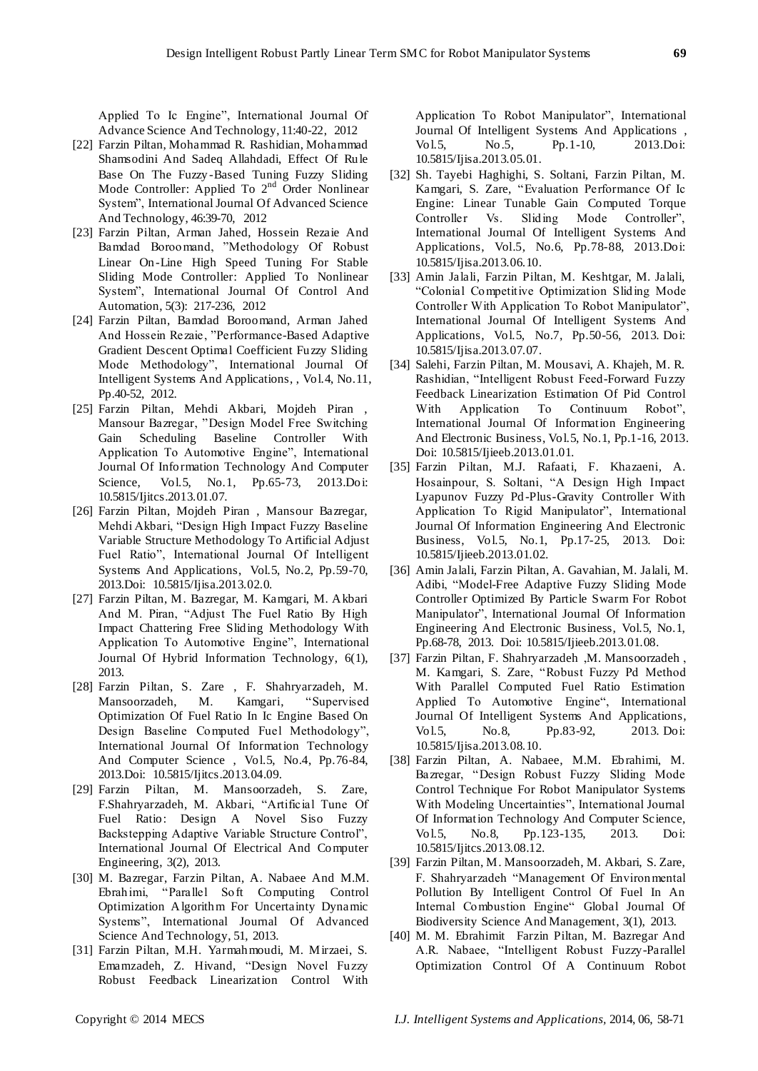Applied To Ic Engine", International Journal Of Advance Science And Technology, 11:40-22, 2012

[22] Farzin Piltan, Mohammad R. Rashidian, Mohammad Shamsodini And Sadeq Allahdadi, Effect Of Rule Base On The Fuzzy-Based Tuning Fuzzy Sliding Mode Controller: Applied To 2nd Order Nonlinear System", International Journal Of Advanced Science And Technology, 46:39-70, 2012

[23] Farzin Piltan, Arman Jahed, Hossein Rezaie And Bamdad Boroomand, "Methodology Of Robust Linear On-Line High Speed Tuning For Stable Sliding Mode Controller: Applied To Nonlinear System", International Journal Of Control And Automation, 5(3): 217-236, 2012

[24] Farzin Piltan, Bamdad Boroomand, Arman Jahed And Hossein Rezaie, "Performance-Based Adaptive Gradient Descent Optimal Coefficient Fuzzy Sliding Mode Methodology", International Journal Of Intelligent Systems And Applications, , Vol.4, No.11, Pp.40-52, 2012.

[25] Farzin Piltan, Mehdi Akbari, Mojdeh Piran , Mansour Bazregar, "Design Model Free Switching Gain Scheduling Baseline Controller With Application To Automotive Engine", International Journal Of Information Technology And Computer Science, Vol.5, No.1, Pp.65-73, 2013.Doi: 10.5815/Ijitcs.2013.01.07.

[26] Farzin Piltan, Mojdeh Piran , Mansour Bazregar, Mehdi Akbari, "Design High Impact Fuzzy Baseline Variable Structure Methodology To Artificial Adjust Fuel Ratio", International Journal Of Intelligent Systems And Applications, Vol.5, No.2, Pp.59-70, 2013.Doi: 10.5815/Ijisa.2013.02.0.

[27] Farzin Piltan, M. Bazregar, M. Kamgari, M. Akbari And M. Piran, "Adjust The Fuel Ratio By High Impact Chattering Free Sliding Methodology With Application To Automotive Engine", International Journal Of Hybrid Information Technology, 6(1), 2013.

[28] Farzin Piltan, S. Zare , F. Shahryarzadeh, M. Mansoorzadeh, M. Kamgari, "Supervised Optimization Of Fuel Ratio In Ic Engine Based On Design Baseline Computed Fuel Methodology", International Journal Of Information Technology And Computer Science , Vol.5, No.4, Pp.76-84, 2013.Doi: 10.5815/Ijitcs.2013.04.09.

[29] Farzin Piltan, M. Mansoorzadeh, S. Zare, F.Shahryarzadeh, M. Akbari, "Artificial Tune Of Fuel Ratio: Design A Novel Siso Fuzzy Backstepping Adaptive Variable Structure Control", International Journal Of Electrical And Computer Engineering, 3(2), 2013.

[30] M. Bazregar, Farzin Piltan, A. Nabaee And M.M. Ebrahimi, "Parallel Soft Computing Control Optimization Algorithm For Uncertainty Dynamic Systems", International Journal Of Advanced Science And Technology, 51, 2013.

[31] Farzin Piltan, M.H. Yarmahmoudi, M. Mirzaei, S. Emamzadeh, Z. Hivand, "Design Novel Fuzzy Robust Feedback Linearization Control With Application To Robot Manipulator", International Journal Of Intelligent Systems And Applications , Vol.5, No.5, Pp.1-10, 2013.Doi: 10.5815/Ijisa.2013.05.01.

[32] Sh. Tayebi Haghighi, S. Soltani, Farzin Piltan, M. Kamgari, S. Zare, "Evaluation Performance Of Ic Engine: Linear Tunable Gain Computed Torque Controller Vs. Sliding Mode Controller", International Journal Of Intelligent Systems And Applications, Vol.5, No.6, Pp.78-88, 2013.Doi: 10.5815/Ijisa.2013.06.10.

[33] Amin Jalali, Farzin Piltan, M. Keshtgar, M. Jalali, "Colonial Competitive Optimization Sliding Mode Controller With Application To Robot Manipulator", International Journal Of Intelligent Systems And Applications, Vol.5, No.7, Pp.50-56, 2013. Doi: 10.5815/Ijisa.2013.07.07.

[34] Salehi, Farzin Piltan, M. Mousavi, A. Khajeh, M. R. Rashidian, "Intelligent Robust Feed-Forward Fuzzy Feedback Linearization Estimation Of Pid Control With Application To Continuum Robot", International Journal Of Information Engineering And Electronic Business, Vol.5, No.1, Pp.1-16, 2013. Doi: 10.5815/Ijieeb.2013.01.01.

[35] Farzin Piltan, M.J. Rafaati, F. Khazaeni, A. Hosainpour, S. Soltani, "A Design High Impact Lyapunov Fuzzy Pd-Plus-Gravity Controller With Application To Rigid Manipulator", International Journal Of Information Engineering And Electronic Business, Vol.5, No.1, Pp.17-25, 2013. Doi: 10.5815/Ijieeb.2013.01.02.

[36] Amin Jalali, Farzin Piltan, A. Gavahian, M. Jalali, M. Adibi, "Model-Free Adaptive Fuzzy Sliding Mode Controller Optimized By Particle Swarm For Robot Manipulator", International Journal Of Information Engineering And Electronic Business, Vol.5, No.1, Pp.68-78, 2013. Doi: 10.5815/Ijieeb.2013.01.08.

[37] Farzin Piltan, F. Shahryarzadeh ,M. Mansoorzadeh , M. Kamgari, S. Zare, "Robust Fuzzy Pd Method With Parallel Computed Fuel Ratio Estimation Applied To Automotive Engine", International Journal Of Intelligent Systems And Applications, Vol.5, No.8, Pp.83-92, 2013. Doi: 10.5815/Ijisa.2013.08.10.

[38] Farzin Piltan, A. Nabaee, M.M. Ebrahimi, M. Bazregar, "Design Robust Fuzzy Sliding Mode Control Technique For Robot Manipulator Systems With Modeling Uncertainties", International Journal Of Information Technology And Computer Science, Vol.5, No.8, Pp.123-135, 2013. Doi: 10.5815/Ijitcs.2013.08.12.

[39] Farzin Piltan, M. Mansoorzadeh, M. Akbari, S. Zare, F. Shahryarzadeh "Management Of Environmental Pollution By Intelligent Control Of Fuel In An Internal Combustion Engine" Global Journal Of Biodiversity Science And Management, 3(1), 2013.

[40] M. M. Ebrahimit Farzin Piltan, M. Bazregar And A.R. Nabaee, "Intelligent Robust Fuzzy-Parallel Optimization Control Of A Continuum Robot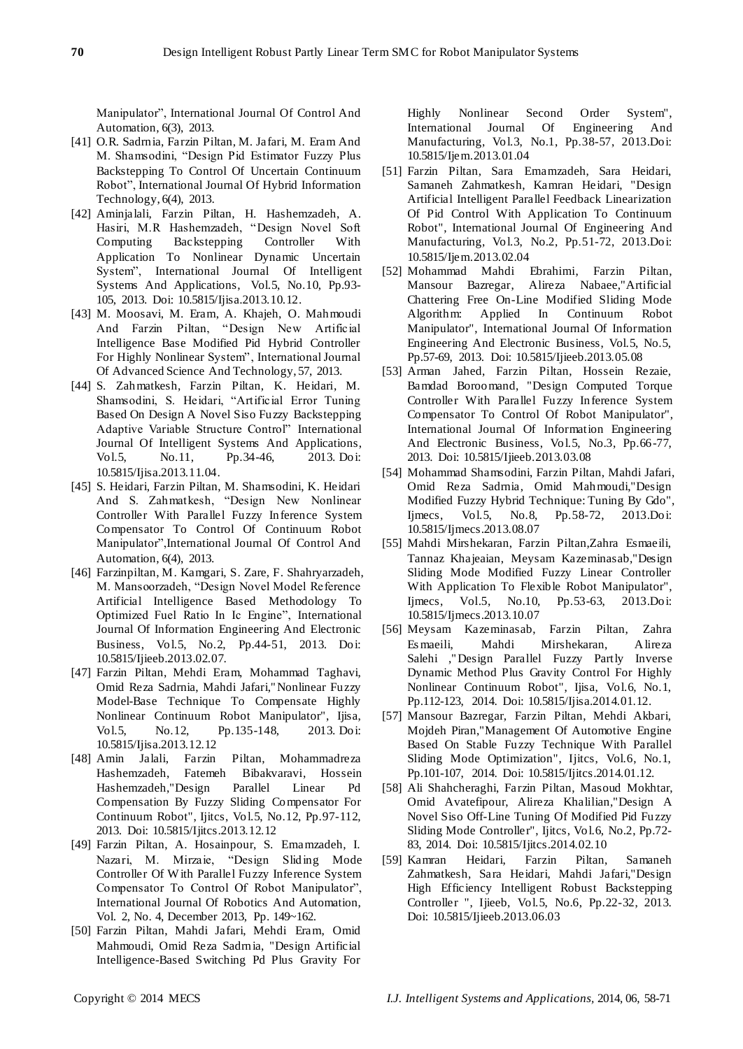Manipulator", International Journal Of Control And Automation, 6(3), 2013.

[41] O.R. Sadrnia, Farzin Piltan, M. Jafari, M. Eram And M. Shamsodini, "Design Pid Estimator Fuzzy Plus Backstepping To Control Of Uncertain Continuum Robot", International Journal Of Hybrid Information Technology, 6(4), 2013.

[42] Aminjalali, Farzin Piltan, H. Hashemzadeh, A. Hasiri, M.R Hashemzadeh, "Design Novel Soft Computing Backstepping Controller With Application To Nonlinear Dynamic Uncertain System", International Journal Of Intelligent Systems And Applications, Vol.5, No.10, Pp.93-105, 2013. Doi: 10.5815/Ijisa.2013.10.12.

[43] M. Moosavi, M. Eram, A. Khajeh, O. Mahmoudi And Farzin Piltan, "Design New Artificial Intelligence Base Modified Pid Hybrid Controller For Highly Nonlinear System", International Journal Of Advanced Science And Technology, 57, 2013.

[44] S. Zahmatkesh, Farzin Piltan, K. Heidari, M. Shamsodini, S. Heidari, "Artificial Error Tuning Based On Design A Novel Siso Fuzzy Backstepping Adaptive Variable Structure Control" International Journal Of Intelligent Systems And Applications, Vol.5, No.11, Pp.34-46, 2013. Doi: 10.5815/Ijisa.2013.11.04.

[45] S. Heidari, Farzin Piltan, M. Shamsodini, K. Heidari And S. Zahmatkesh, "Design New Nonlinear Controller With Parallel Fuzzy Inference System Compensator To Control Of Continuum Robot Manipulator",International Journal Of Control And Automation, 6(4), 2013.

[46] Farzinpiltan, M. Kamgari, S. Zare, F. Shahryarzadeh, M. Mansoorzadeh, "Design Novel Model Reference Artificial Intelligence Based Methodology To Optimized Fuel Ratio In Ic Engine", International Journal Of Information Engineering And Electronic Business, Vol.5, No.2, Pp.44-51, 2013. Doi: 10.5815/Ijieeb.2013.02.07.

[47] Farzin Piltan, Mehdi Eram, Mohammad Taghavi, Omid Reza Sadrnia, Mahdi Jafari,"Nonlinear Fuzzy Model-Base Technique To Compensate Highly Nonlinear Continuum Robot Manipulator", Ijisa, Vol.5, No.12, Pp.135-148, 2013. Doi: 10.5815/Ijisa.2013.12.12

[48] Amin Jalali, Farzin Piltan, Mohammadreza Hashemzadeh, Fatemeh Bibakvaravi, Hossein Hashemzadeh,"Design Parallel Linear Pd Compensation By Fuzzy Sliding Compensator For Continuum Robot", Ijitcs, Vol.5, No.12, Pp.97-112, 2013. Doi: 10.5815/Ijitcs.2013.12.12

[49] Farzin Piltan, A. Hosainpour, S. Emamzadeh, I. Nazari, M. Mirzaie, "Design Sliding Mode Controller Of With Parallel Fuzzy Inference System Compensator To Control Of Robot Manipulator", International Journal Of Robotics And Automation, Vol. 2, No. 4, December 2013, Pp. 149~162.

[50] Farzin Piltan, Mahdi Jafari, Mehdi Eram, Omid Mahmoudi, Omid Reza Sadrnia, "Design Artificial Intelligence-Based Switching Pd Plus Gravity For Highly Nonlinear Second Order System", International Journal Of Engineering And Manufacturing, Vol.3, No.1, Pp.38-57, 2013.Doi: 10.5815/Ijem.2013.01.04

[51] Farzin Piltan, Sara Emamzadeh, Sara Heidari, Samaneh Zahmatkesh, Kamran Heidari, "Design Artificial Intelligent Parallel Feedback Linearization Of Pid Control With Application To Continuum Robot", International Journal Of Engineering And Manufacturing, Vol.3, No.2, Pp.51-72, 2013.Doi: 10.5815/Ijem.2013.02.04

[52] Mohammad Mahdi Ebrahimi, Farzin Piltan, Mansour Bazregar, Alireza Nabaee,"Artificial Chattering Free On-Line Modified Sliding Mode Algorithm: Applied In Continuum Robot Manipulator", International Journal Of Information Engineering And Electronic Business, Vol.5, No.5, Pp.57-69, 2013. Doi: 10.5815/Ijieeb.2013.05.08

[53] Arman Jahed, Farzin Piltan, Hossein Rezaie, Bamdad Boroomand, "Design Computed Torque Controller With Parallel Fuzzy Inference System Compensator To Control Of Robot Manipulator", International Journal Of Information Engineering And Electronic Business, Vol.5, No.3, Pp.66-77, 2013. Doi: 10.5815/Ijieeb.2013.03.08

[54] Mohammad Shamsodini, Farzin Piltan, Mahdi Jafari, Omid Reza Sadrnia, Omid Mahmoudi,"Design Modified Fuzzy Hybrid Technique: Tuning By Gdo", Ijmecs, Vol.5, No.8, Pp.58-72, 2013.Doi: 10.5815/Ijmecs.2013.08.07

[55] Mahdi Mirshekaran, Farzin Piltan,Zahra Esmaeili, Tannaz Khajeaian, Meysam Kazeminasab,"Design Sliding Mode Modified Fuzzy Linear Controller With Application To Flexible Robot Manipulator", Ijmecs, Vol.5, No.10, Pp.53-63, 2013.Doi: 10.5815/Ijmecs.2013.10.07

[56] Meysam Kazeminasab, Farzin Piltan, Zahra Esmaeili, Mahdi Mirshekaran, Alireza Salehi ,"Design Parallel Fuzzy Partly Inverse Dynamic Method Plus Gravity Control For Highly Nonlinear Continuum Robot", Ijisa, Vol.6, No.1, Pp.112-123, 2014. Doi: 10.5815/Ijisa.2014.01.12.

[57] Mansour Bazregar, Farzin Piltan, Mehdi Akbari, Mojdeh Piran,"Management Of Automotive Engine Based On Stable Fuzzy Technique With Parallel Sliding Mode Optimization", Ijitcs, Vol.6, No.1, Pp.101-107, 2014. Doi: 10.5815/Ijitcs.2014.01.12.

[58] Ali Shahcheraghi, Farzin Piltan, Masoud Mokhtar, Omid Avatefipour, Alireza Khalilian,"Design A Novel Siso Off-Line Tuning Of Modified Pid Fuzzy Sliding Mode Controller", Ijitcs, Vol.6, No.2, Pp.72-83, 2014. Doi: 10.5815/Ijitcs.2014.02.10

[59] Kamran Heidari, Farzin Piltan, Samaneh Zahmatkesh, Sara Heidari, Mahdi Jafari,"Design High Efficiency Intelligent Robust Backstepping Controller ", Ijieeb, Vol.5, No.6, Pp.22-32, 2013. Doi: 10.5815/Ijieeb.2013.06.03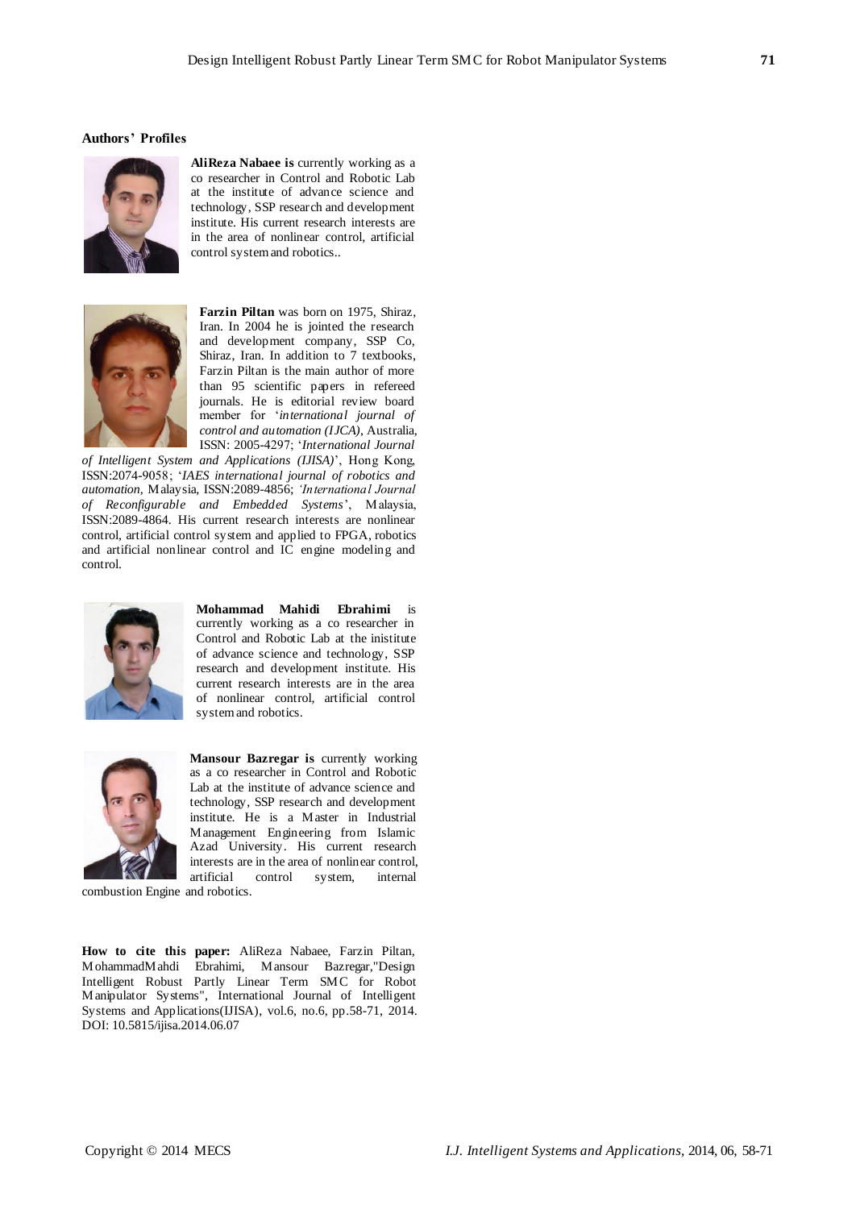## Authors' Profiles

**AliReza Nabaee is** currently working as a co researcher in Control and Robotic Lab at the institute of advance science and technology, SSP research and development institute. His current research interests are in the area of nonlinear control, artificial control system and robotics..

**Farzin Piltan** was born on 1975, Shiraz, Iran. In 2004 he is jointed the research and development company, SSP Co, Shiraz, Iran. In addition to 7 textbooks, Farzin Piltan is the main author of more than 95 scientific papers in refereed journals. He is editorial review board member for '*international journal of control and automation (IJCA)*, Australia, ISSN: 2005-4297; '*International Journal of Intelligent System and Applications (IJISA)*', Hong Kong, ISSN:2074-9058; '*IAES international journal of robotics and automation*, Malaysia, ISSN:2089-4856; '*International Journal of Reconfigurable and Embedded Systems*', Malaysia, ISSN:2089-4864. His current research interests are nonlinear control, artificial control system and applied to FPGA, robotics and artificial nonlinear control and IC engine modeling and control.

**Mohammad Mahidi Ebrahimi** is currently working as a co researcher in Control and Robotic Lab at the inistitute of advance science and technology, SSP research and development institute. His current research interests are in the area of nonlinear control, artificial control system and robotics.

**Mansour Bazregar is** currently working as a co researcher in Control and Robotic Lab at the institute of advance science and technology, SSP research and development institute. He is a Master in Industrial Management Engineering from Islamic Azad University. His current research interests are in the area of nonlinear control, artificial control system, internal combustion Engine and robotics.

**How to cite this paper:** AliReza Nabaee, Farzin Piltan, MohammadMahdi Ebrahimi, Mansour Bazregar,"Design Intelligent Robust Partly Linear Term SMC for Robot Manipulator Systems", International Journal of Intelligent Systems and Applications(IJISA), vol.6, no.6, pp.58-71, 2014. DOI: 10.5815/ijisa.2014.06.07